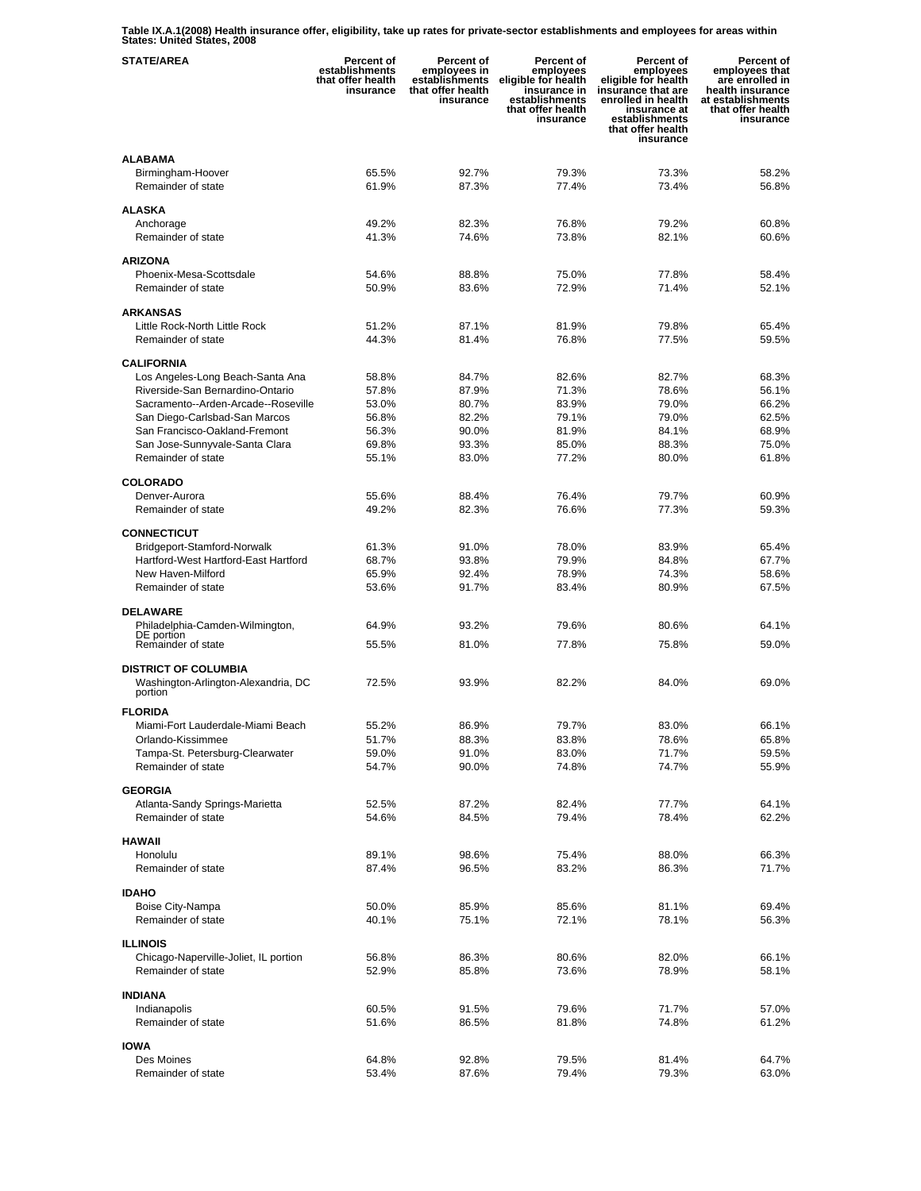**Table IX.A.1(2008) Health insurance offer, eligibility, take up rates for private-sector establishments and employees for areas within States: United States, 2008**

| STATE/AREA | Percent of establishments that offer health insurance | Percent of employees in establishments that offer health insurance | Percent of employees eligible for health insurance in establishments that offer health insurance | Percent of employees eligible for health insurance that are enrolled in health insurance at establishments that offer health insurance | Percent of employees that are enrolled in health insurance at establishments that offer health insurance |
|---|---|---|---|---|---|
| **ALABAMA** | | | | | |
| Birmingham-Hoover | 65.5% | 92.7% | 79.3% | 73.3% | 58.2% |
| Remainder of state | 61.9% | 87.3% | 77.4% | 73.4% | 56.8% |
| **ALASKA** | | | | | |
| Anchorage | 49.2% | 82.3% | 76.8% | 79.2% | 60.8% |
| Remainder of state | 41.3% | 74.6% | 73.8% | 82.1% | 60.6% |
| **ARIZONA** | | | | | |
| Phoenix-Mesa-Scottsdale | 54.6% | 88.8% | 75.0% | 77.8% | 58.4% |
| Remainder of state | 50.9% | 83.6% | 72.9% | 71.4% | 52.1% |
| **ARKANSAS** | | | | | |
| Little Rock-North Little Rock | 51.2% | 87.1% | 81.9% | 79.8% | 65.4% |
| Remainder of state | 44.3% | 81.4% | 76.8% | 77.5% | 59.5% |
| **CALIFORNIA** | | | | | |
| Los Angeles-Long Beach-Santa Ana | 58.8% | 84.7% | 82.6% | 82.7% | 68.3% |
| Riverside-San Bernardino-Ontario | 57.8% | 87.9% | 71.3% | 78.6% | 56.1% |
| Sacramento--Arden-Arcade--Roseville | 53.0% | 80.7% | 83.9% | 79.0% | 66.2% |
| San Diego-Carlsbad-San Marcos | 56.8% | 82.2% | 79.1% | 79.0% | 62.5% |
| San Francisco-Oakland-Fremont | 56.3% | 90.0% | 81.9% | 84.1% | 68.9% |
| San Jose-Sunnyvale-Santa Clara | 69.8% | 93.3% | 85.0% | 88.3% | 75.0% |
| Remainder of state | 55.1% | 83.0% | 77.2% | 80.0% | 61.8% |
| **COLORADO** | | | | | |
| Denver-Aurora | 55.6% | 88.4% | 76.4% | 79.7% | 60.9% |
| Remainder of state | 49.2% | 82.3% | 76.6% | 77.3% | 59.3% |
| **CONNECTICUT** | | | | | |
| Bridgeport-Stamford-Norwalk | 61.3% | 91.0% | 78.0% | 83.9% | 65.4% |
| Hartford-West Hartford-East Hartford | 68.7% | 93.8% | 79.9% | 84.8% | 67.7% |
| New Haven-Milford | 65.9% | 92.4% | 78.9% | 74.3% | 58.6% |
| Remainder of state | 53.6% | 91.7% | 83.4% | 80.9% | 67.5% |
| **DELAWARE** | | | | | |
| Philadelphia-Camden-Wilmington, DE portion | 64.9% | 93.2% | 79.6% | 80.6% | 64.1% |
| Remainder of state | 55.5% | 81.0% | 77.8% | 75.8% | 59.0% |
| **DISTRICT OF COLUMBIA** | | | | | |
| Washington-Arlington-Alexandria, DC portion | 72.5% | 93.9% | 82.2% | 84.0% | 69.0% |
| **FLORIDA** | | | | | |
| Miami-Fort Lauderdale-Miami Beach | 55.2% | 86.9% | 79.7% | 83.0% | 66.1% |
| Orlando-Kissimmee | 51.7% | 88.3% | 83.8% | 78.6% | 65.8% |
| Tampa-St. Petersburg-Clearwater | 59.0% | 91.0% | 83.0% | 71.7% | 59.5% |
| Remainder of state | 54.7% | 90.0% | 74.8% | 74.7% | 55.9% |
| **GEORGIA** | | | | | |
| Atlanta-Sandy Springs-Marietta | 52.5% | 87.2% | 82.4% | 77.7% | 64.1% |
| Remainder of state | 54.6% | 84.5% | 79.4% | 78.4% | 62.2% |
| **HAWAII** | | | | | |
| Honolulu | 89.1% | 98.6% | 75.4% | 88.0% | 66.3% |
| Remainder of state | 87.4% | 96.5% | 83.2% | 86.3% | 71.7% |
| **IDAHO** | | | | | |
| Boise City-Nampa | 50.0% | 85.9% | 85.6% | 81.1% | 69.4% |
| Remainder of state | 40.1% | 75.1% | 72.1% | 78.1% | 56.3% |
| **ILLINOIS** | | | | | |
| Chicago-Naperville-Joliet, IL portion | 56.8% | 86.3% | 80.6% | 82.0% | 66.1% |
| Remainder of state | 52.9% | 85.8% | 73.6% | 78.9% | 58.1% |
| **INDIANA** | | | | | |
| Indianapolis | 60.5% | 91.5% | 79.6% | 71.7% | 57.0% |
| Remainder of state | 51.6% | 86.5% | 81.8% | 74.8% | 61.2% |
| **IOWA** | | | | | |
| Des Moines | 64.8% | 92.8% | 79.5% | 81.4% | 64.7% |
| Remainder of state | 53.4% | 87.6% | 79.4% | 79.3% | 63.0% |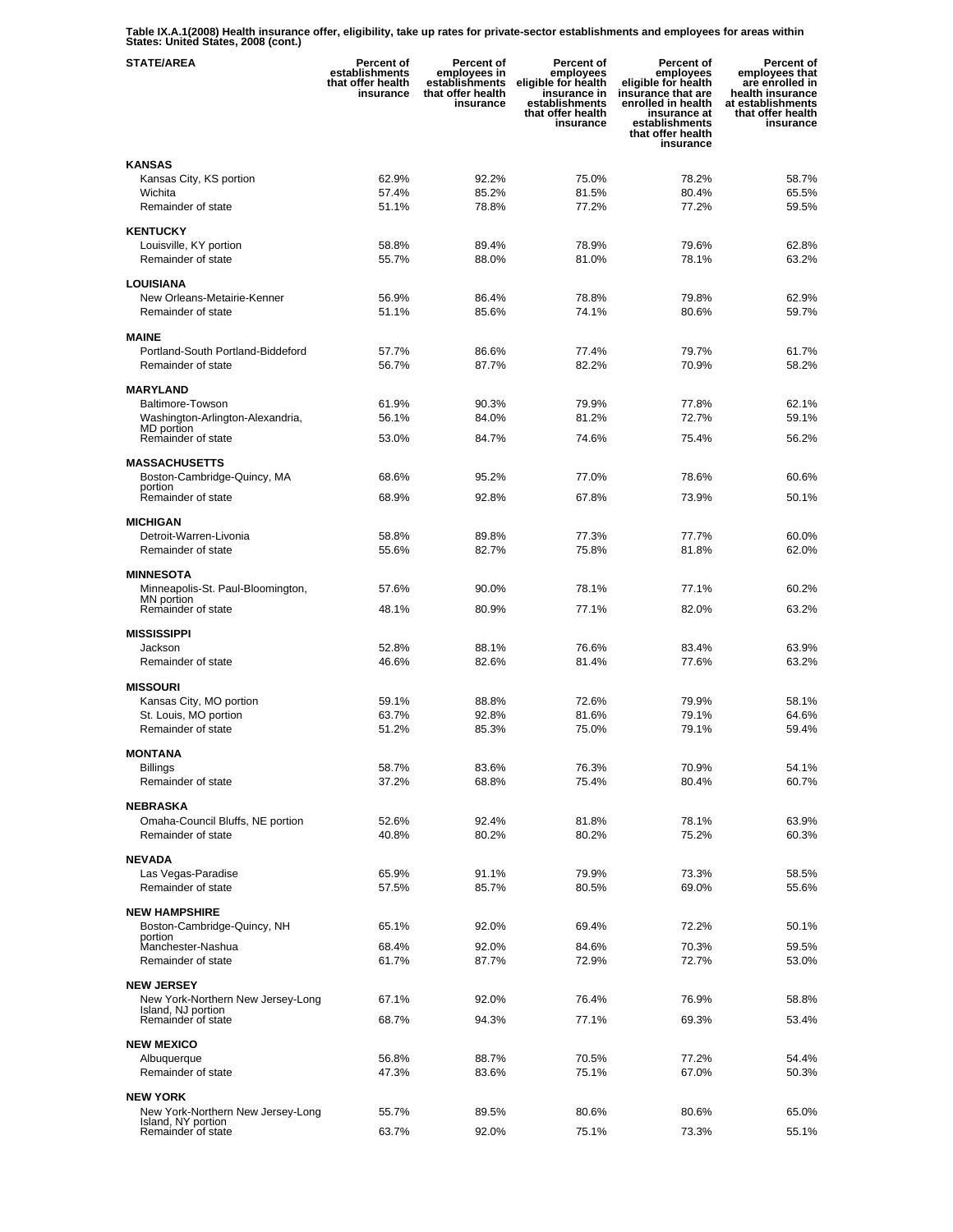**Table IX.A.1(2008) Health insurance offer, eligibility, take up rates for private-sector establishments and employees for areas within States: United States, 2008 (cont.)**

| STATE/AREA | Percent of establishments that offer health insurance | Percent of employees in establishments that offer health insurance | Percent of employees eligible for health insurance in establishments that offer health insurance | Percent of employees eligible for health insurance that are enrolled in health insurance at establishments that offer health insurance | Percent of employees that are enrolled in health insurance at establishments that offer health insurance |
|---|---|---|---|---|---|
| **KANSAS** | | | | | |
| Kansas City, KS portion | 62.9% | 92.2% | 75.0% | 78.2% | 58.7% |
| Wichita | 57.4% | 85.2% | 81.5% | 80.4% | 65.5% |
| Remainder of state | 51.1% | 78.8% | 77.2% | 77.2% | 59.5% |
| **KENTUCKY** | | | | | |
| Louisville, KY portion | 58.8% | 89.4% | 78.9% | 79.6% | 62.8% |
| Remainder of state | 55.7% | 88.0% | 81.0% | 78.1% | 63.2% |
| **LOUISIANA** | | | | | |
| New Orleans-Metairie-Kenner | 56.9% | 86.4% | 78.8% | 79.8% | 62.9% |
| Remainder of state | 51.1% | 85.6% | 74.1% | 80.6% | 59.7% |
| **MAINE** | | | | | |
| Portland-South Portland-Biddeford | 57.7% | 86.6% | 77.4% | 79.7% | 61.7% |
| Remainder of state | 56.7% | 87.7% | 82.2% | 70.9% | 58.2% |
| **MARYLAND** | | | | | |
| Baltimore-Towson | 61.9% | 90.3% | 79.9% | 77.8% | 62.1% |
| Washington-Arlington-Alexandria, MD portion | 56.1% | 84.0% | 81.2% | 72.7% | 59.1% |
| Remainder of state | 53.0% | 84.7% | 74.6% | 75.4% | 56.2% |
| **MASSACHUSETTS** | | | | | |
| Boston-Cambridge-Quincy, MA portion | 68.6% | 95.2% | 77.0% | 78.6% | 60.6% |
| Remainder of state | 68.9% | 92.8% | 67.8% | 73.9% | 50.1% |
| **MICHIGAN** | | | | | |
| Detroit-Warren-Livonia | 58.8% | 89.8% | 77.3% | 77.7% | 60.0% |
| Remainder of state | 55.6% | 82.7% | 75.8% | 81.8% | 62.0% |
| **MINNESOTA** | | | | | |
| Minneapolis-St. Paul-Bloomington, MN portion | 57.6% | 90.0% | 78.1% | 77.1% | 60.2% |
| Remainder of state | 48.1% | 80.9% | 77.1% | 82.0% | 63.2% |
| **MISSISSIPPI** | | | | | |
| Jackson | 52.8% | 88.1% | 76.6% | 83.4% | 63.9% |
| Remainder of state | 46.6% | 82.6% | 81.4% | 77.6% | 63.2% |
| **MISSOURI** | | | | | |
| Kansas City, MO portion | 59.1% | 88.8% | 72.6% | 79.9% | 58.1% |
| St. Louis, MO portion | 63.7% | 92.8% | 81.6% | 79.1% | 64.6% |
| Remainder of state | 51.2% | 85.3% | 75.0% | 79.1% | 59.4% |
| **MONTANA** | | | | | |
| Billings | 58.7% | 83.6% | 76.3% | 70.9% | 54.1% |
| Remainder of state | 37.2% | 68.8% | 75.4% | 80.4% | 60.7% |
| **NEBRASKA** | | | | | |
| Omaha-Council Bluffs, NE portion | 52.6% | 92.4% | 81.8% | 78.1% | 63.9% |
| Remainder of state | 40.8% | 80.2% | 80.2% | 75.2% | 60.3% |
| **NEVADA** | | | | | |
| Las Vegas-Paradise | 65.9% | 91.1% | 79.9% | 73.3% | 58.5% |
| Remainder of state | 57.5% | 85.7% | 80.5% | 69.0% | 55.6% |
| **NEW HAMPSHIRE** | | | | | |
| Boston-Cambridge-Quincy, NH portion | 65.1% | 92.0% | 69.4% | 72.2% | 50.1% |
| Manchester-Nashua | 68.4% | 92.0% | 84.6% | 70.3% | 59.5% |
| Remainder of state | 61.7% | 87.7% | 72.9% | 72.7% | 53.0% |
| **NEW JERSEY** | | | | | |
| New York-Northern New Jersey-Long Island, NJ portion | 67.1% | 92.0% | 76.4% | 76.9% | 58.8% |
| Remainder of state | 68.7% | 94.3% | 77.1% | 69.3% | 53.4% |
| **NEW MEXICO** | | | | | |
| Albuquerque | 56.8% | 88.7% | 70.5% | 77.2% | 54.4% |
| Remainder of state | 47.3% | 83.6% | 75.1% | 67.0% | 50.3% |
| **NEW YORK** | | | | | |
| New York-Northern New Jersey-Long Island, NY portion | 55.7% | 89.5% | 80.6% | 80.6% | 65.0% |
| Remainder of state | 63.7% | 92.0% | 75.1% | 73.3% | 55.1% |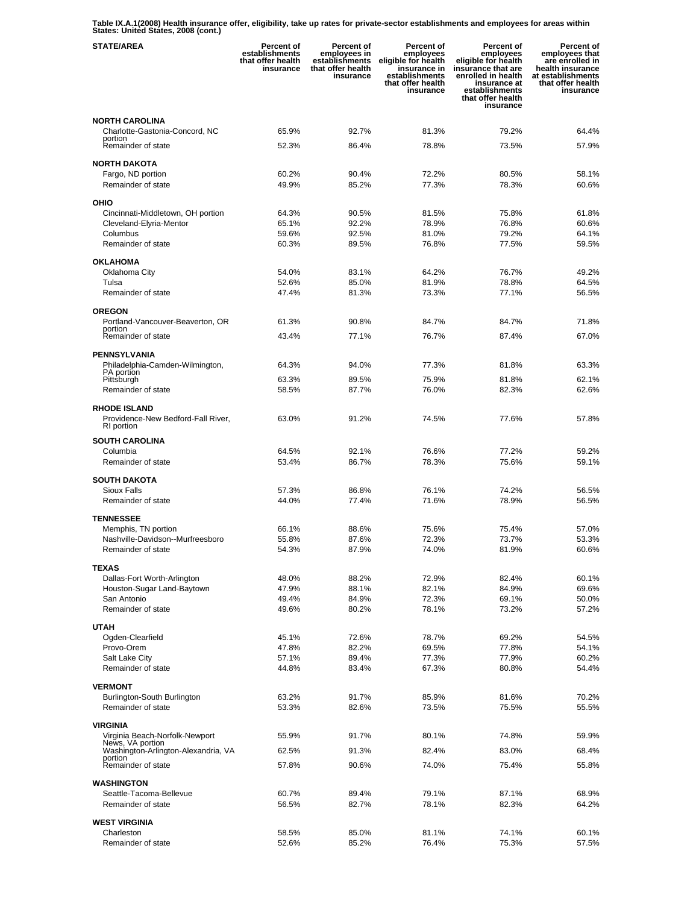**Table IX.A.1(2008) Health insurance offer, eligibility, take up rates for private-sector establishments and employees for areas within States: United States, 2008 (cont.)**

| STATE/AREA | Percent of establishments that offer health insurance | Percent of employees in establishments that offer health insurance | Percent of employees eligible for health insurance in establishments that offer health insurance | Percent of employees eligible for health insurance that are enrolled in health insurance at establishments that offer health insurance | Percent of employees that are enrolled in health insurance at establishments that offer health insurance |
|---|---|---|---|---|---|
| **NORTH CAROLINA** | | | | | |
| Charlotte-Gastonia-Concord, NC portion | 65.9% | 92.7% | 81.3% | 79.2% | 64.4% |
| Remainder of state | 52.3% | 86.4% | 78.8% | 73.5% | 57.9% |
| **NORTH DAKOTA** | | | | | |
| Fargo, ND portion | 60.2% | 90.4% | 72.2% | 80.5% | 58.1% |
| Remainder of state | 49.9% | 85.2% | 77.3% | 78.3% | 60.6% |
| **OHIO** | | | | | |
| Cincinnati-Middletown, OH portion | 64.3% | 90.5% | 81.5% | 75.8% | 61.8% |
| Cleveland-Elyria-Mentor | 65.1% | 92.2% | 78.9% | 76.8% | 60.6% |
| Columbus | 59.6% | 92.5% | 81.0% | 79.2% | 64.1% |
| Remainder of state | 60.3% | 89.5% | 76.8% | 77.5% | 59.5% |
| **OKLAHOMA** | | | | | |
| Oklahoma City | 54.0% | 83.1% | 64.2% | 76.7% | 49.2% |
| Tulsa | 52.6% | 85.0% | 81.9% | 78.8% | 64.5% |
| Remainder of state | 47.4% | 81.3% | 73.3% | 77.1% | 56.5% |
| **OREGON** | | | | | |
| Portland-Vancouver-Beaverton, OR portion | 61.3% | 90.8% | 84.7% | 84.7% | 71.8% |
| Remainder of state | 43.4% | 77.1% | 76.7% | 87.4% | 67.0% |
| **PENNSYLVANIA** | | | | | |
| Philadelphia-Camden-Wilmington, PA portion | 64.3% | 94.0% | 77.3% | 81.8% | 63.3% |
| Pittsburgh | 63.3% | 89.5% | 75.9% | 81.8% | 62.1% |
| Remainder of state | 58.5% | 87.7% | 76.0% | 82.3% | 62.6% |
| **RHODE ISLAND** | | | | | |
| Providence-New Bedford-Fall River, RI portion | 63.0% | 91.2% | 74.5% | 77.6% | 57.8% |
| **SOUTH CAROLINA** | | | | | |
| Columbia | 64.5% | 92.1% | 76.6% | 77.2% | 59.2% |
| Remainder of state | 53.4% | 86.7% | 78.3% | 75.6% | 59.1% |
| **SOUTH DAKOTA** | | | | | |
| Sioux Falls | 57.3% | 86.8% | 76.1% | 74.2% | 56.5% |
| Remainder of state | 44.0% | 77.4% | 71.6% | 78.9% | 56.5% |
| **TENNESSEE** | | | | | |
| Memphis, TN portion | 66.1% | 88.6% | 75.6% | 75.4% | 57.0% |
| Nashville-Davidson--Murfreesboro | 55.8% | 87.6% | 72.3% | 73.7% | 53.3% |
| Remainder of state | 54.3% | 87.9% | 74.0% | 81.9% | 60.6% |
| **TEXAS** | | | | | |
| Dallas-Fort Worth-Arlington | 48.0% | 88.2% | 72.9% | 82.4% | 60.1% |
| Houston-Sugar Land-Baytown | 47.9% | 88.1% | 82.1% | 84.9% | 69.6% |
| San Antonio | 49.4% | 84.9% | 72.3% | 69.1% | 50.0% |
| Remainder of state | 49.6% | 80.2% | 78.1% | 73.2% | 57.2% |
| **UTAH** | | | | | |
| Ogden-Clearfield | 45.1% | 72.6% | 78.7% | 69.2% | 54.5% |
| Provo-Orem | 47.8% | 82.2% | 69.5% | 77.8% | 54.1% |
| Salt Lake City | 57.1% | 89.4% | 77.3% | 77.9% | 60.2% |
| Remainder of state | 44.8% | 83.4% | 67.3% | 80.8% | 54.4% |
| **VERMONT** | | | | | |
| Burlington-South Burlington | 63.2% | 91.7% | 85.9% | 81.6% | 70.2% |
| Remainder of state | 53.3% | 82.6% | 73.5% | 75.5% | 55.5% |
| **VIRGINIA** | | | | | |
| Virginia Beach-Norfolk-Newport News, VA portion | 55.9% | 91.7% | 80.1% | 74.8% | 59.9% |
| Washington-Arlington-Alexandria, VA portion | 62.5% | 91.3% | 82.4% | 83.0% | 68.4% |
| Remainder of state | 57.8% | 90.6% | 74.0% | 75.4% | 55.8% |
| **WASHINGTON** | | | | | |
| Seattle-Tacoma-Bellevue | 60.7% | 89.4% | 79.1% | 87.1% | 68.9% |
| Remainder of state | 56.5% | 82.7% | 78.1% | 82.3% | 64.2% |
| **WEST VIRGINIA** | | | | | |
| Charleston | 58.5% | 85.0% | 81.1% | 74.1% | 60.1% |
| Remainder of state | 52.6% | 85.2% | 76.4% | 75.3% | 57.5% |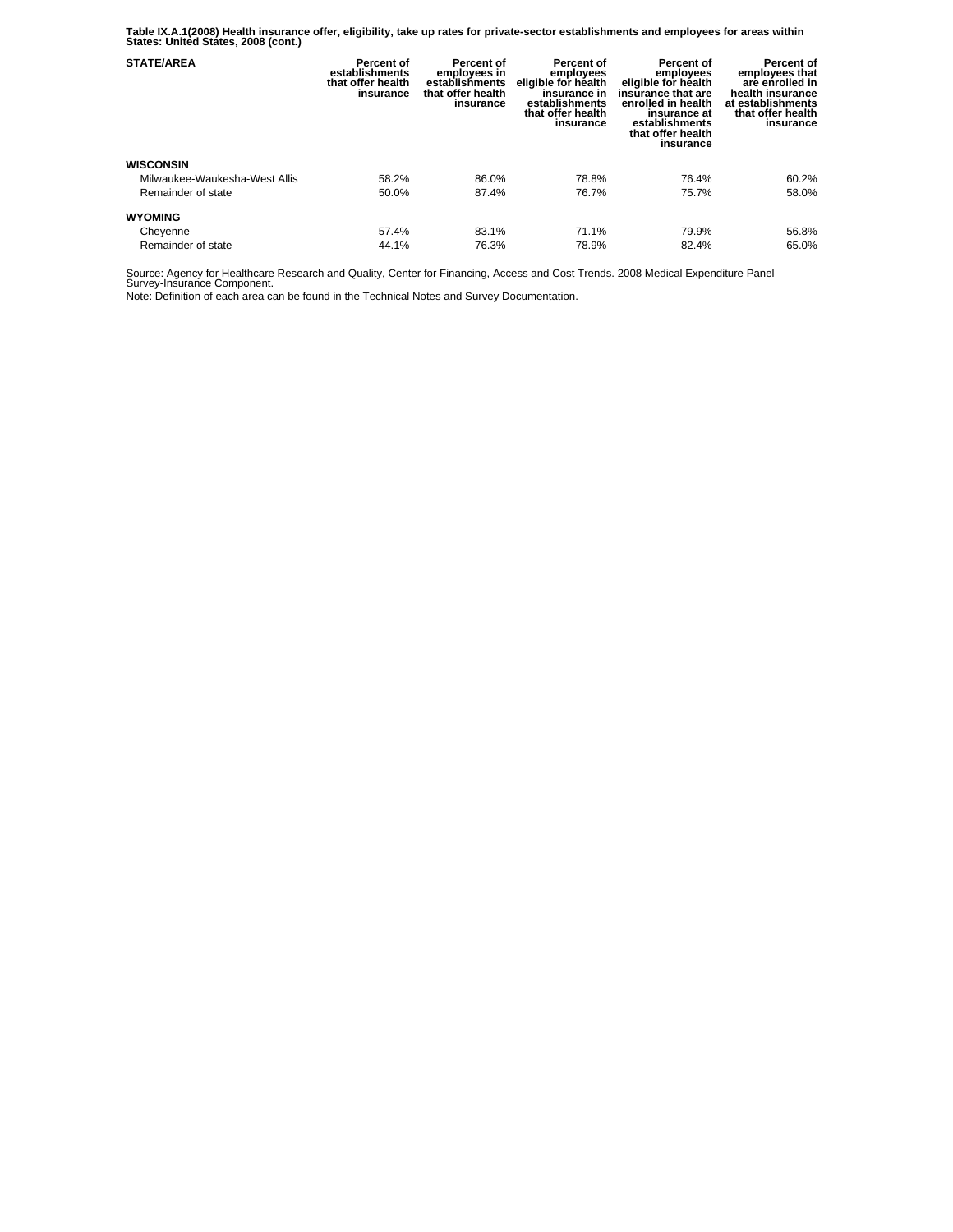**Table IX.A.1(2008) Health insurance offer, eligibility, take up rates for private-sector establishments and employees for areas within States: United States, 2008 (cont.)**

| STATE/AREA | Percent of establishments that offer health insurance | Percent of employees in establishments that offer health insurance | Percent of employees eligible for health insurance in establishments that offer health insurance | Percent of employees eligible for health insurance that are enrolled in health insurance at establishments that offer health insurance | Percent of employees that are enrolled in health insurance at establishments that offer health insurance |
|---|---|---|---|---|---|
| **WISCONSIN** | | | | | |
| Milwaukee-Waukesha-West Allis | 58.2% | 86.0% | 78.8% | 76.4% | 60.2% |
| Remainder of state | 50.0% | 87.4% | 76.7% | 75.7% | 58.0% |
| **WYOMING** | | | | | |
| Cheyenne | 57.4% | 83.1% | 71.1% | 79.9% | 56.8% |
| Remainder of state | 44.1% | 76.3% | 78.9% | 82.4% | 65.0% |

Source: Agency for Healthcare Research and Quality, Center for Financing, Access and Cost Trends. 2008 Medical Expenditure Panel Survey-Insurance Component.

Note: Definition of each area can be found in the Technical Notes and Survey Documentation.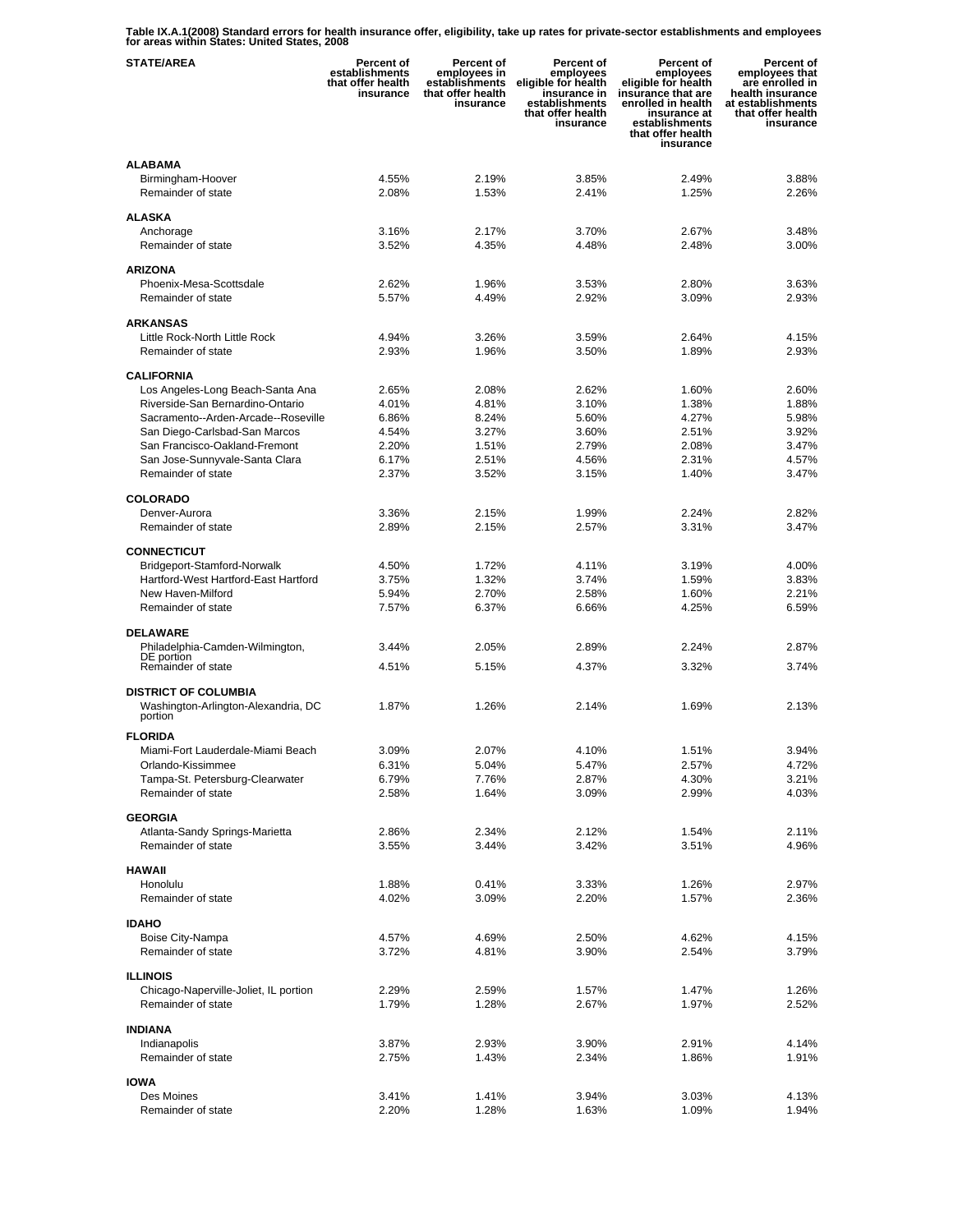**Table IX.A.1(2008) Standard errors for health insurance offer, eligibility, take up rates for private-sector establishments and employees for areas within States: United States, 2008**

| STATE/AREA | Percent of establishments that offer health insurance | Percent of employees in establishments that offer health insurance | Percent of employees eligible for health insurance in establishments that offer health insurance | Percent of employees eligible for health insurance that are enrolled in health insurance at establishments that offer health insurance | Percent of employees that are enrolled in health insurance at establishments that offer health insurance |
|---|---|---|---|---|---|
| **ALABAMA** | | | | | |
| Birmingham-Hoover | 4.55% | 2.19% | 3.85% | 2.49% | 3.88% |
| Remainder of state | 2.08% | 1.53% | 2.41% | 1.25% | 2.26% |
| **ALASKA** | | | | | |
| Anchorage | 3.16% | 2.17% | 3.70% | 2.67% | 3.48% |
| Remainder of state | 3.52% | 4.35% | 4.48% | 2.48% | 3.00% |
| **ARIZONA** | | | | | |
| Phoenix-Mesa-Scottsdale | 2.62% | 1.96% | 3.53% | 2.80% | 3.63% |
| Remainder of state | 5.57% | 4.49% | 2.92% | 3.09% | 2.93% |
| **ARKANSAS** | | | | | |
| Little Rock-North Little Rock | 4.94% | 3.26% | 3.59% | 2.64% | 4.15% |
| Remainder of state | 2.93% | 1.96% | 3.50% | 1.89% | 2.93% |
| **CALIFORNIA** | | | | | |
| Los Angeles-Long Beach-Santa Ana | 2.65% | 2.08% | 2.62% | 1.60% | 2.60% |
| Riverside-San Bernardino-Ontario | 4.01% | 4.81% | 3.10% | 1.38% | 1.88% |
| Sacramento--Arden-Arcade--Roseville | 6.86% | 8.24% | 5.60% | 4.27% | 5.98% |
| San Diego-Carlsbad-San Marcos | 4.54% | 3.27% | 3.60% | 2.51% | 3.92% |
| San Francisco-Oakland-Fremont | 2.20% | 1.51% | 2.79% | 2.08% | 3.47% |
| San Jose-Sunnyvale-Santa Clara | 6.17% | 2.51% | 4.56% | 2.31% | 4.57% |
| Remainder of state | 2.37% | 3.52% | 3.15% | 1.40% | 3.47% |
| **COLORADO** | | | | | |
| Denver-Aurora | 3.36% | 2.15% | 1.99% | 2.24% | 2.82% |
| Remainder of state | 2.89% | 2.15% | 2.57% | 3.31% | 3.47% |
| **CONNECTICUT** | | | | | |
| Bridgeport-Stamford-Norwalk | 4.50% | 1.72% | 4.11% | 3.19% | 4.00% |
| Hartford-West Hartford-East Hartford | 3.75% | 1.32% | 3.74% | 1.59% | 3.83% |
| New Haven-Milford | 5.94% | 2.70% | 2.58% | 1.60% | 2.21% |
| Remainder of state | 7.57% | 6.37% | 6.66% | 4.25% | 6.59% |
| **DELAWARE** | | | | | |
| Philadelphia-Camden-Wilmington, DE portion | 3.44% | 2.05% | 2.89% | 2.24% | 2.87% |
| Remainder of state | 4.51% | 5.15% | 4.37% | 3.32% | 3.74% |
| **DISTRICT OF COLUMBIA** | | | | | |
| Washington-Arlington-Alexandria, DC portion | 1.87% | 1.26% | 2.14% | 1.69% | 2.13% |
| **FLORIDA** | | | | | |
| Miami-Fort Lauderdale-Miami Beach | 3.09% | 2.07% | 4.10% | 1.51% | 3.94% |
| Orlando-Kissimmee | 6.31% | 5.04% | 5.47% | 2.57% | 4.72% |
| Tampa-St. Petersburg-Clearwater | 6.79% | 7.76% | 2.87% | 4.30% | 3.21% |
| Remainder of state | 2.58% | 1.64% | 3.09% | 2.99% | 4.03% |
| **GEORGIA** | | | | | |
| Atlanta-Sandy Springs-Marietta | 2.86% | 2.34% | 2.12% | 1.54% | 2.11% |
| Remainder of state | 3.55% | 3.44% | 3.42% | 3.51% | 4.96% |
| **HAWAII** | | | | | |
| Honolulu | 1.88% | 0.41% | 3.33% | 1.26% | 2.97% |
| Remainder of state | 4.02% | 3.09% | 2.20% | 1.57% | 2.36% |
| **IDAHO** | | | | | |
| Boise City-Nampa | 4.57% | 4.69% | 2.50% | 4.62% | 4.15% |
| Remainder of state | 3.72% | 4.81% | 3.90% | 2.54% | 3.79% |
| **ILLINOIS** | | | | | |
| Chicago-Naperville-Joliet, IL portion | 2.29% | 2.59% | 1.57% | 1.47% | 1.26% |
| Remainder of state | 1.79% | 1.28% | 2.67% | 1.97% | 2.52% |
| **INDIANA** | | | | | |
| Indianapolis | 3.87% | 2.93% | 3.90% | 2.91% | 4.14% |
| Remainder of state | 2.75% | 1.43% | 2.34% | 1.86% | 1.91% |
| **IOWA** | | | | | |
| Des Moines | 3.41% | 1.41% | 3.94% | 3.03% | 4.13% |
| Remainder of state | 2.20% | 1.28% | 1.63% | 1.09% | 1.94% |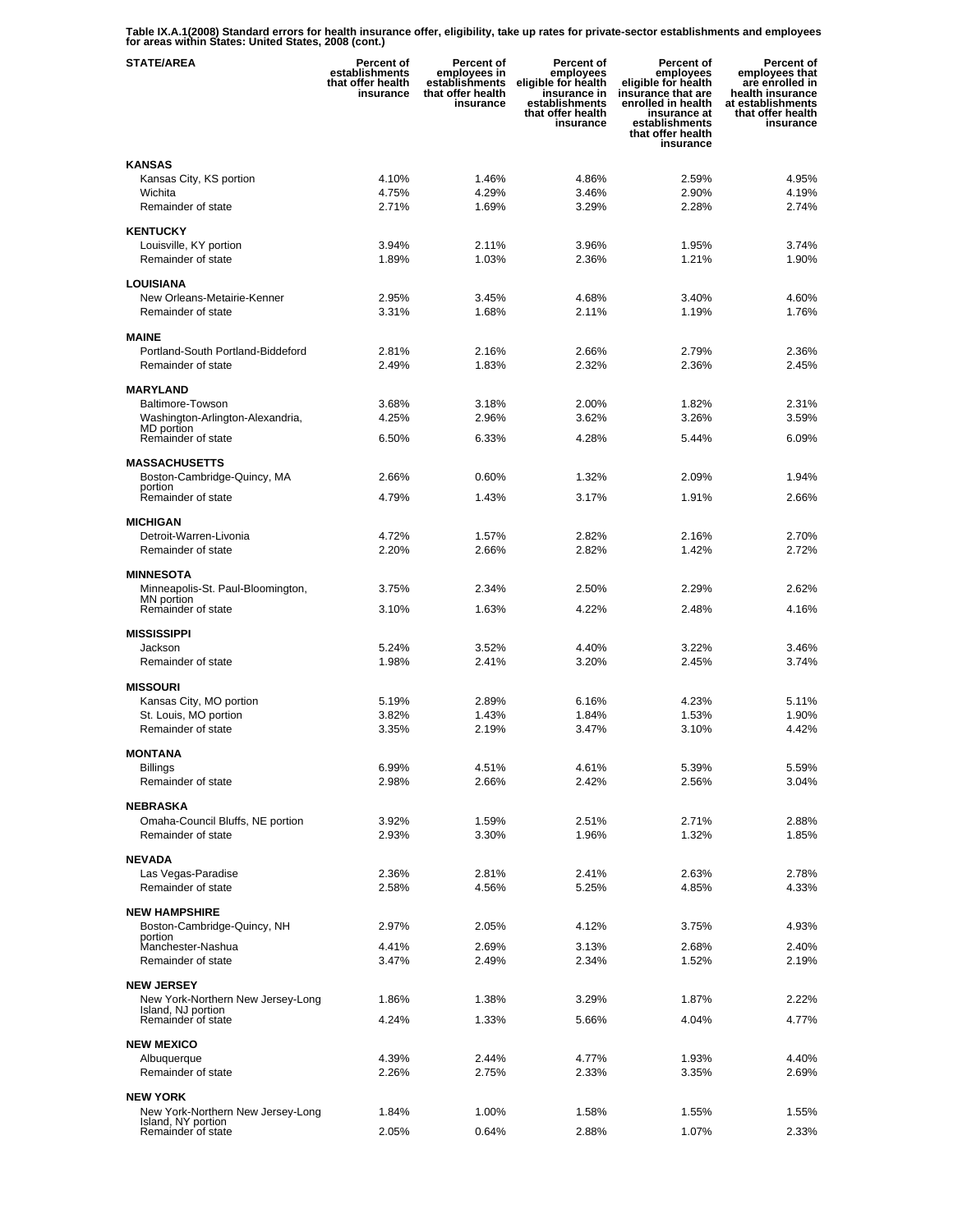**Table IX.A.1(2008) Standard errors for health insurance offer, eligibility, take up rates for private-sector establishments and employees for areas within States: United States, 2008 (cont.)**

| STATE/AREA | Percent of establishments that offer health insurance | Percent of employees in establishments that offer health insurance | Percent of employees eligible for health insurance in establishments that offer health insurance | Percent of employees eligible for health insurance that are enrolled in health insurance at establishments that offer health insurance | Percent of employees that are enrolled in health insurance at establishments that offer health insurance |
|---|---|---|---|---|---|
| **KANSAS** | | | | | |
| Kansas City, KS portion | 4.10% | 1.46% | 4.86% | 2.59% | 4.95% |
| Wichita | 4.75% | 4.29% | 3.46% | 2.90% | 4.19% |
| Remainder of state | 2.71% | 1.69% | 3.29% | 2.28% | 2.74% |
| **KENTUCKY** | | | | | |
| Louisville, KY portion | 3.94% | 2.11% | 3.96% | 1.95% | 3.74% |
| Remainder of state | 1.89% | 1.03% | 2.36% | 1.21% | 1.90% |
| **LOUISIANA** | | | | | |
| New Orleans-Metairie-Kenner | 2.95% | 3.45% | 4.68% | 3.40% | 4.60% |
| Remainder of state | 3.31% | 1.68% | 2.11% | 1.19% | 1.76% |
| **MAINE** | | | | | |
| Portland-South Portland-Biddeford | 2.81% | 2.16% | 2.66% | 2.79% | 2.36% |
| Remainder of state | 2.49% | 1.83% | 2.32% | 2.36% | 2.45% |
| **MARYLAND** | | | | | |
| Baltimore-Towson | 3.68% | 3.18% | 2.00% | 1.82% | 2.31% |
| Washington-Arlington-Alexandria, MD portion | 4.25% | 2.96% | 3.62% | 3.26% | 3.59% |
| Remainder of state | 6.50% | 6.33% | 4.28% | 5.44% | 6.09% |
| **MASSACHUSETTS** | | | | | |
| Boston-Cambridge-Quincy, MA portion | 2.66% | 0.60% | 1.32% | 2.09% | 1.94% |
| Remainder of state | 4.79% | 1.43% | 3.17% | 1.91% | 2.66% |
| **MICHIGAN** | | | | | |
| Detroit-Warren-Livonia | 4.72% | 1.57% | 2.82% | 2.16% | 2.70% |
| Remainder of state | 2.20% | 2.66% | 2.82% | 1.42% | 2.72% |
| **MINNESOTA** | | | | | |
| Minneapolis-St. Paul-Bloomington, MN portion | 3.75% | 2.34% | 2.50% | 2.29% | 2.62% |
| Remainder of state | 3.10% | 1.63% | 4.22% | 2.48% | 4.16% |
| **MISSISSIPPI** | | | | | |
| Jackson | 5.24% | 3.52% | 4.40% | 3.22% | 3.46% |
| Remainder of state | 1.98% | 2.41% | 3.20% | 2.45% | 3.74% |
| **MISSOURI** | | | | | |
| Kansas City, MO portion | 5.19% | 2.89% | 6.16% | 4.23% | 5.11% |
| St. Louis, MO portion | 3.82% | 1.43% | 1.84% | 1.53% | 1.90% |
| Remainder of state | 3.35% | 2.19% | 3.47% | 3.10% | 4.42% |
| **MONTANA** | | | | | |
| Billings | 6.99% | 4.51% | 4.61% | 5.39% | 5.59% |
| Remainder of state | 2.98% | 2.66% | 2.42% | 2.56% | 3.04% |
| **NEBRASKA** | | | | | |
| Omaha-Council Bluffs, NE portion | 3.92% | 1.59% | 2.51% | 2.71% | 2.88% |
| Remainder of state | 2.93% | 3.30% | 1.96% | 1.32% | 1.85% |
| **NEVADA** | | | | | |
| Las Vegas-Paradise | 2.36% | 2.81% | 2.41% | 2.63% | 2.78% |
| Remainder of state | 2.58% | 4.56% | 5.25% | 4.85% | 4.33% |
| **NEW HAMPSHIRE** | | | | | |
| Boston-Cambridge-Quincy, NH portion | 2.97% | 2.05% | 4.12% | 3.75% | 4.93% |
| Manchester-Nashua | 4.41% | 2.69% | 3.13% | 2.68% | 2.40% |
| Remainder of state | 3.47% | 2.49% | 2.34% | 1.52% | 2.19% |
| **NEW JERSEY** | | | | | |
| New York-Northern New Jersey-Long Island, NJ portion | 1.86% | 1.38% | 3.29% | 1.87% | 2.22% |
| Remainder of state | 4.24% | 1.33% | 5.66% | 4.04% | 4.77% |
| **NEW MEXICO** | | | | | |
| Albuquerque | 4.39% | 2.44% | 4.77% | 1.93% | 4.40% |
| Remainder of state | 2.26% | 2.75% | 2.33% | 3.35% | 2.69% |
| **NEW YORK** | | | | | |
| New York-Northern New Jersey-Long Island, NY portion | 1.84% | 1.00% | 1.58% | 1.55% | 1.55% |
| Remainder of state | 2.05% | 0.64% | 2.88% | 1.07% | 2.33% |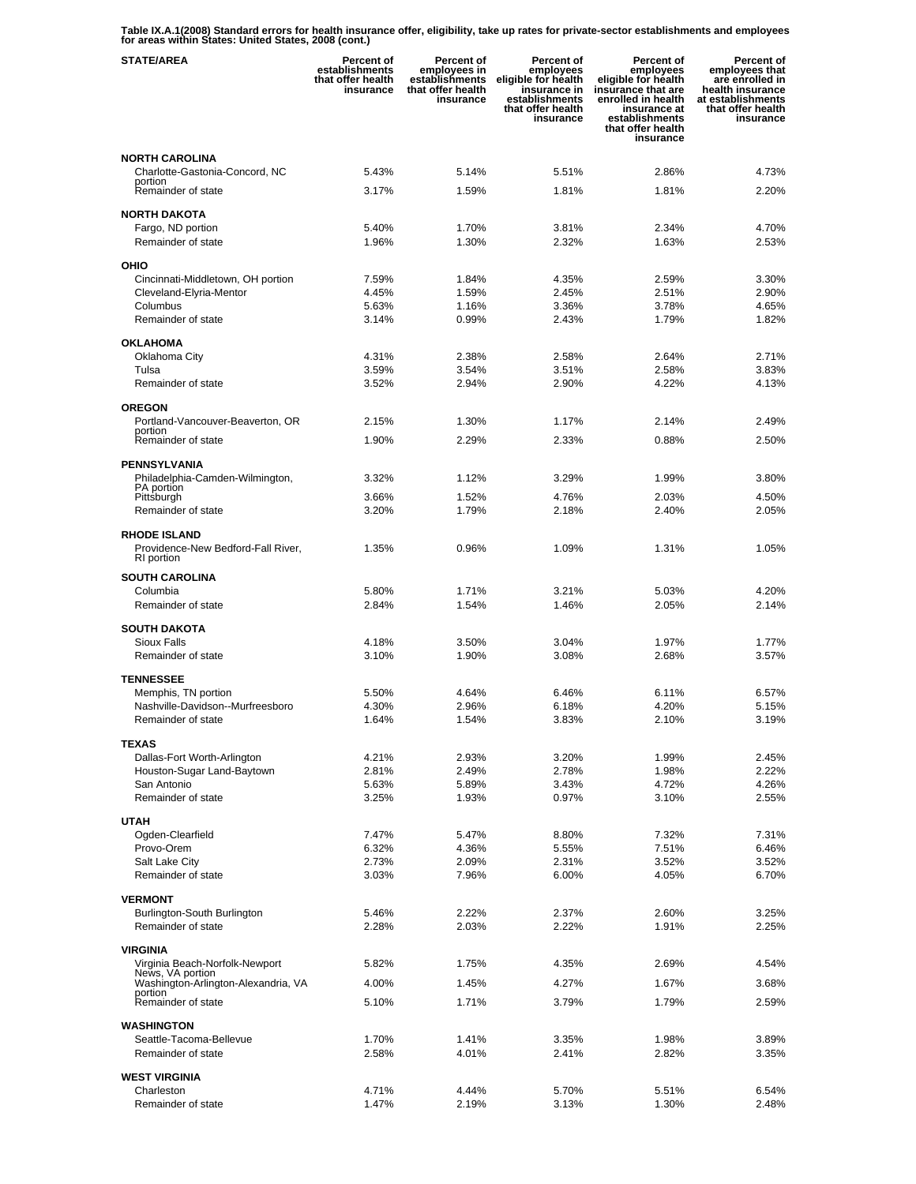**Table IX.A.1(2008) Standard errors for health insurance offer, eligibility, take up rates for private-sector establishments and employees for areas within States: United States, 2008 (cont.)**

| STATE/AREA | Percent of establishments that offer health insurance | Percent of employees in establishments that offer health insurance | Percent of employees eligible for health insurance in establishments that offer health insurance | Percent of employees eligible for health insurance that are enrolled in health insurance at establishments that offer health insurance | Percent of employees that are enrolled in health insurance at establishments that offer health insurance |
|---|---|---|---|---|---|
| **NORTH CAROLINA** | | | | | |
| Charlotte-Gastonia-Concord, NC portion | 5.43% | 5.14% | 5.51% | 2.86% | 4.73% |
| Remainder of state | 3.17% | 1.59% | 1.81% | 1.81% | 2.20% |
| **NORTH DAKOTA** | | | | | |
| Fargo, ND portion | 5.40% | 1.70% | 3.81% | 2.34% | 4.70% |
| Remainder of state | 1.96% | 1.30% | 2.32% | 1.63% | 2.53% |
| **OHIO** | | | | | |
| Cincinnati-Middletown, OH portion | 7.59% | 1.84% | 4.35% | 2.59% | 3.30% |
| Cleveland-Elyria-Mentor | 4.45% | 1.59% | 2.45% | 2.51% | 2.90% |
| Columbus | 5.63% | 1.16% | 3.36% | 3.78% | 4.65% |
| Remainder of state | 3.14% | 0.99% | 2.43% | 1.79% | 1.82% |
| **OKLAHOMA** | | | | | |
| Oklahoma City | 4.31% | 2.38% | 2.58% | 2.64% | 2.71% |
| Tulsa | 3.59% | 3.54% | 3.51% | 2.58% | 3.83% |
| Remainder of state | 3.52% | 2.94% | 2.90% | 4.22% | 4.13% |
| **OREGON** | | | | | |
| Portland-Vancouver-Beaverton, OR portion | 2.15% | 1.30% | 1.17% | 2.14% | 2.49% |
| Remainder of state | 1.90% | 2.29% | 2.33% | 0.88% | 2.50% |
| **PENNSYLVANIA** | | | | | |
| Philadelphia-Camden-Wilmington, PA portion | 3.32% | 1.12% | 3.29% | 1.99% | 3.80% |
| Pittsburgh | 3.66% | 1.52% | 4.76% | 2.03% | 4.50% |
| Remainder of state | 3.20% | 1.79% | 2.18% | 2.40% | 2.05% |
| **RHODE ISLAND** | | | | | |
| Providence-New Bedford-Fall River, RI portion | 1.35% | 0.96% | 1.09% | 1.31% | 1.05% |
| **SOUTH CAROLINA** | | | | | |
| Columbia | 5.80% | 1.71% | 3.21% | 5.03% | 4.20% |
| Remainder of state | 2.84% | 1.54% | 1.46% | 2.05% | 2.14% |
| **SOUTH DAKOTA** | | | | | |
| Sioux Falls | 4.18% | 3.50% | 3.04% | 1.97% | 1.77% |
| Remainder of state | 3.10% | 1.90% | 3.08% | 2.68% | 3.57% |
| **TENNESSEE** | | | | | |
| Memphis, TN portion | 5.50% | 4.64% | 6.46% | 6.11% | 6.57% |
| Nashville-Davidson--Murfreesboro | 4.30% | 2.96% | 6.18% | 4.20% | 5.15% |
| Remainder of state | 1.64% | 1.54% | 3.83% | 2.10% | 3.19% |
| **TEXAS** | | | | | |
| Dallas-Fort Worth-Arlington | 4.21% | 2.93% | 3.20% | 1.99% | 2.45% |
| Houston-Sugar Land-Baytown | 2.81% | 2.49% | 2.78% | 1.98% | 2.22% |
| San Antonio | 5.63% | 5.89% | 3.43% | 4.72% | 4.26% |
| Remainder of state | 3.25% | 1.93% | 0.97% | 3.10% | 2.55% |
| **UTAH** | | | | | |
| Ogden-Clearfield | 7.47% | 5.47% | 8.80% | 7.32% | 7.31% |
| Provo-Orem | 6.32% | 4.36% | 5.55% | 7.51% | 6.46% |
| Salt Lake City | 2.73% | 2.09% | 2.31% | 3.52% | 3.52% |
| Remainder of state | 3.03% | 7.96% | 6.00% | 4.05% | 6.70% |
| **VERMONT** | | | | | |
| Burlington-South Burlington | 5.46% | 2.22% | 2.37% | 2.60% | 3.25% |
| Remainder of state | 2.28% | 2.03% | 2.22% | 1.91% | 2.25% |
| **VIRGINIA** | | | | | |
| Virginia Beach-Norfolk-Newport News, VA portion | 5.82% | 1.75% | 4.35% | 2.69% | 4.54% |
| Washington-Arlington-Alexandria, VA portion | 4.00% | 1.45% | 4.27% | 1.67% | 3.68% |
| Remainder of state | 5.10% | 1.71% | 3.79% | 1.79% | 2.59% |
| **WASHINGTON** | | | | | |
| Seattle-Tacoma-Bellevue | 1.70% | 1.41% | 3.35% | 1.98% | 3.89% |
| Remainder of state | 2.58% | 4.01% | 2.41% | 2.82% | 3.35% |
| **WEST VIRGINIA** | | | | | |
| Charleston | 4.71% | 4.44% | 5.70% | 5.51% | 6.54% |
| Remainder of state | 1.47% | 2.19% | 3.13% | 1.30% | 2.48% |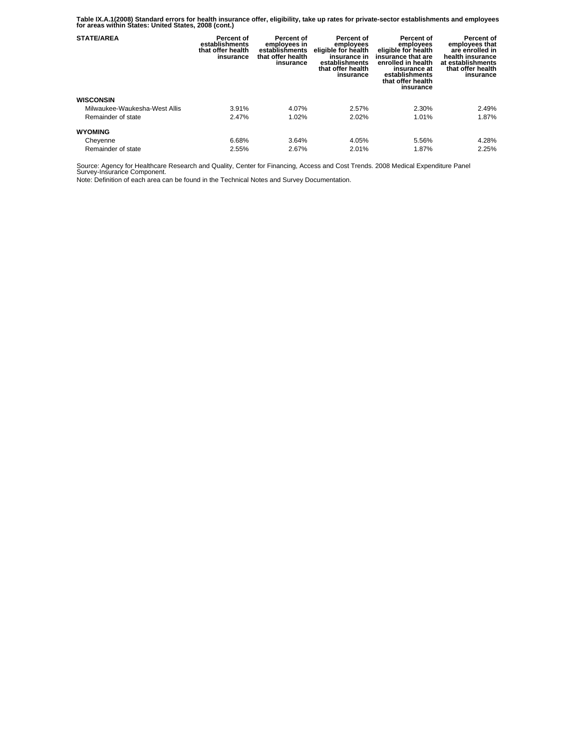**Table IX.A.1(2008) Standard errors for health insurance offer, eligibility, take up rates for private-sector establishments and employees for areas within States: United States, 2008 (cont.)**

| STATE/AREA | Percent of establishments that offer health insurance | Percent of employees in establishments that offer health insurance | Percent of employees eligible for health insurance in establishments that offer health insurance | Percent of employees eligible for health insurance that are enrolled in health insurance at establishments that offer health insurance | Percent of employees that are enrolled in health insurance at establishments that offer health insurance |
| --- | --- | --- | --- | --- | --- |
| **WISCONSIN** | | | | | |
| Milwaukee-Waukesha-West Allis | 3.91% | 4.07% | 2.57% | 2.30% | 2.49% |
| Remainder of state | 2.47% | 1.02% | 2.02% | 1.01% | 1.87% |
| **WYOMING** | | | | | |
| Cheyenne | 6.68% | 3.64% | 4.05% | 5.56% | 4.28% |
| Remainder of state | 2.55% | 2.67% | 2.01% | 1.87% | 2.25% |

Source: Agency for Healthcare Research and Quality, Center for Financing, Access and Cost Trends. 2008 Medical Expenditure Panel Survey-Insurance Component.

Note: Definition of each area can be found in the Technical Notes and Survey Documentation.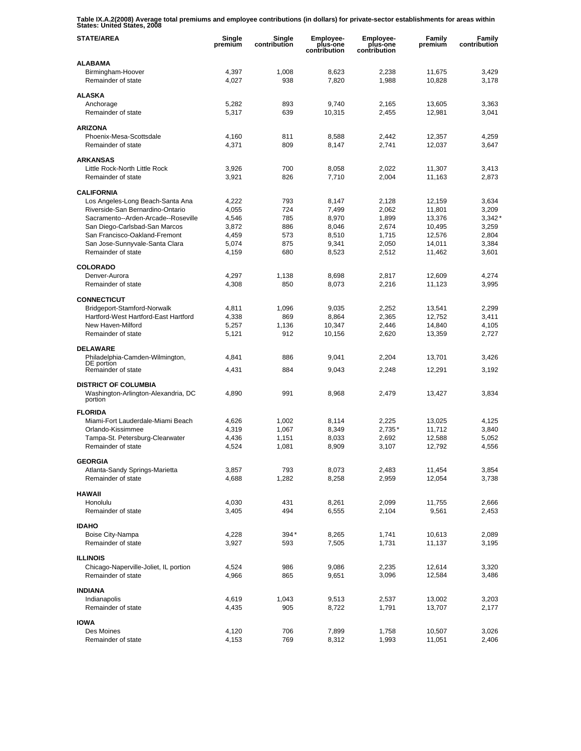**Table IX.A.2(2008) Average total premiums and employee contributions (in dollars) for private-sector establishments for areas within States: United States, 2008**

| STATE/AREA | Single premium | Single contribution | Employee-plus-one contribution | Employee-plus-one contribution | Family premium | Family contribution |
|---|---|---|---|---|---|---|
| **ALABAMA** | | | | | | |
| Birmingham-Hoover | 4,397 | 1,008 | 8,623 | 2,238 | 11,675 | 3,429 |
| Remainder of state | 4,027 | 938 | 7,820 | 1,988 | 10,828 | 3,178 |
| **ALASKA** | | | | | | |
| Anchorage | 5,282 | 893 | 9,740 | 2,165 | 13,605 | 3,363 |
| Remainder of state | 5,317 | 639 | 10,315 | 2,455 | 12,981 | 3,041 |
| **ARIZONA** | | | | | | |
| Phoenix-Mesa-Scottsdale | 4,160 | 811 | 8,588 | 2,442 | 12,357 | 4,259 |
| Remainder of state | 4,371 | 809 | 8,147 | 2,741 | 12,037 | 3,647 |
| **ARKANSAS** | | | | | | |
| Little Rock-North Little Rock | 3,926 | 700 | 8,058 | 2,022 | 11,307 | 3,413 |
| Remainder of state | 3,921 | 826 | 7,710 | 2,004 | 11,163 | 2,873 |
| **CALIFORNIA** | | | | | | |
| Los Angeles-Long Beach-Santa Ana | 4,222 | 793 | 8,147 | 2,128 | 12,159 | 3,634 |
| Riverside-San Bernardino-Ontario | 4,055 | 724 | 7,499 | 2,062 | 11,801 | 3,209 |
| Sacramento--Arden-Arcade--Roseville | 4,546 | 785 | 8,970 | 1,899 | 13,376 | 3,342* |
| San Diego-Carlsbad-San Marcos | 3,872 | 886 | 8,046 | 2,674 | 10,495 | 3,259 |
| San Francisco-Oakland-Fremont | 4,459 | 573 | 8,510 | 1,715 | 12,576 | 2,804 |
| San Jose-Sunnyvale-Santa Clara | 5,074 | 875 | 9,341 | 2,050 | 14,011 | 3,384 |
| Remainder of state | 4,159 | 680 | 8,523 | 2,512 | 11,462 | 3,601 |
| **COLORADO** | | | | | | |
| Denver-Aurora | 4,297 | 1,138 | 8,698 | 2,817 | 12,609 | 4,274 |
| Remainder of state | 4,308 | 850 | 8,073 | 2,216 | 11,123 | 3,995 |
| **CONNECTICUT** | | | | | | |
| Bridgeport-Stamford-Norwalk | 4,811 | 1,096 | 9,035 | 2,252 | 13,541 | 2,299 |
| Hartford-West Hartford-East Hartford | 4,338 | 869 | 8,864 | 2,365 | 12,752 | 3,411 |
| New Haven-Milford | 5,257 | 1,136 | 10,347 | 2,446 | 14,840 | 4,105 |
| Remainder of state | 5,121 | 912 | 10,156 | 2,620 | 13,359 | 2,727 |
| **DELAWARE** | | | | | | |
| Philadelphia-Camden-Wilmington, DE portion | 4,841 | 886 | 9,041 | 2,204 | 13,701 | 3,426 |
| Remainder of state | 4,431 | 884 | 9,043 | 2,248 | 12,291 | 3,192 |
| **DISTRICT OF COLUMBIA** | | | | | | |
| Washington-Arlington-Alexandria, DC portion | 4,890 | 991 | 8,968 | 2,479 | 13,427 | 3,834 |
| **FLORIDA** | | | | | | |
| Miami-Fort Lauderdale-Miami Beach | 4,626 | 1,002 | 8,114 | 2,225 | 13,025 | 4,125 |
| Orlando-Kissimmee | 4,319 | 1,067 | 8,349 | 2,735* | 11,712 | 3,840 |
| Tampa-St. Petersburg-Clearwater | 4,436 | 1,151 | 8,033 | 2,692 | 12,588 | 5,052 |
| Remainder of state | 4,524 | 1,081 | 8,909 | 3,107 | 12,792 | 4,556 |
| **GEORGIA** | | | | | | |
| Atlanta-Sandy Springs-Marietta | 3,857 | 793 | 8,073 | 2,483 | 11,454 | 3,854 |
| Remainder of state | 4,688 | 1,282 | 8,258 | 2,959 | 12,054 | 3,738 |
| **HAWAII** | | | | | | |
| Honolulu | 4,030 | 431 | 8,261 | 2,099 | 11,755 | 2,666 |
| Remainder of state | 3,405 | 494 | 6,555 | 2,104 | 9,561 | 2,453 |
| **IDAHO** | | | | | | |
| Boise City-Nampa | 4,228 | 394* | 8,265 | 1,741 | 10,613 | 2,089 |
| Remainder of state | 3,927 | 593 | 7,505 | 1,731 | 11,137 | 3,195 |
| **ILLINOIS** | | | | | | |
| Chicago-Naperville-Joliet, IL portion | 4,524 | 986 | 9,086 | 2,235 | 12,614 | 3,320 |
| Remainder of state | 4,966 | 865 | 9,651 | 3,096 | 12,584 | 3,486 |
| **INDIANA** | | | | | | |
| Indianapolis | 4,619 | 1,043 | 9,513 | 2,537 | 13,002 | 3,203 |
| Remainder of state | 4,435 | 905 | 8,722 | 1,791 | 13,707 | 2,177 |
| **IOWA** | | | | | | |
| Des Moines | 4,120 | 706 | 7,899 | 1,758 | 10,507 | 3,026 |
| Remainder of state | 4,153 | 769 | 8,312 | 1,993 | 11,051 | 2,406 |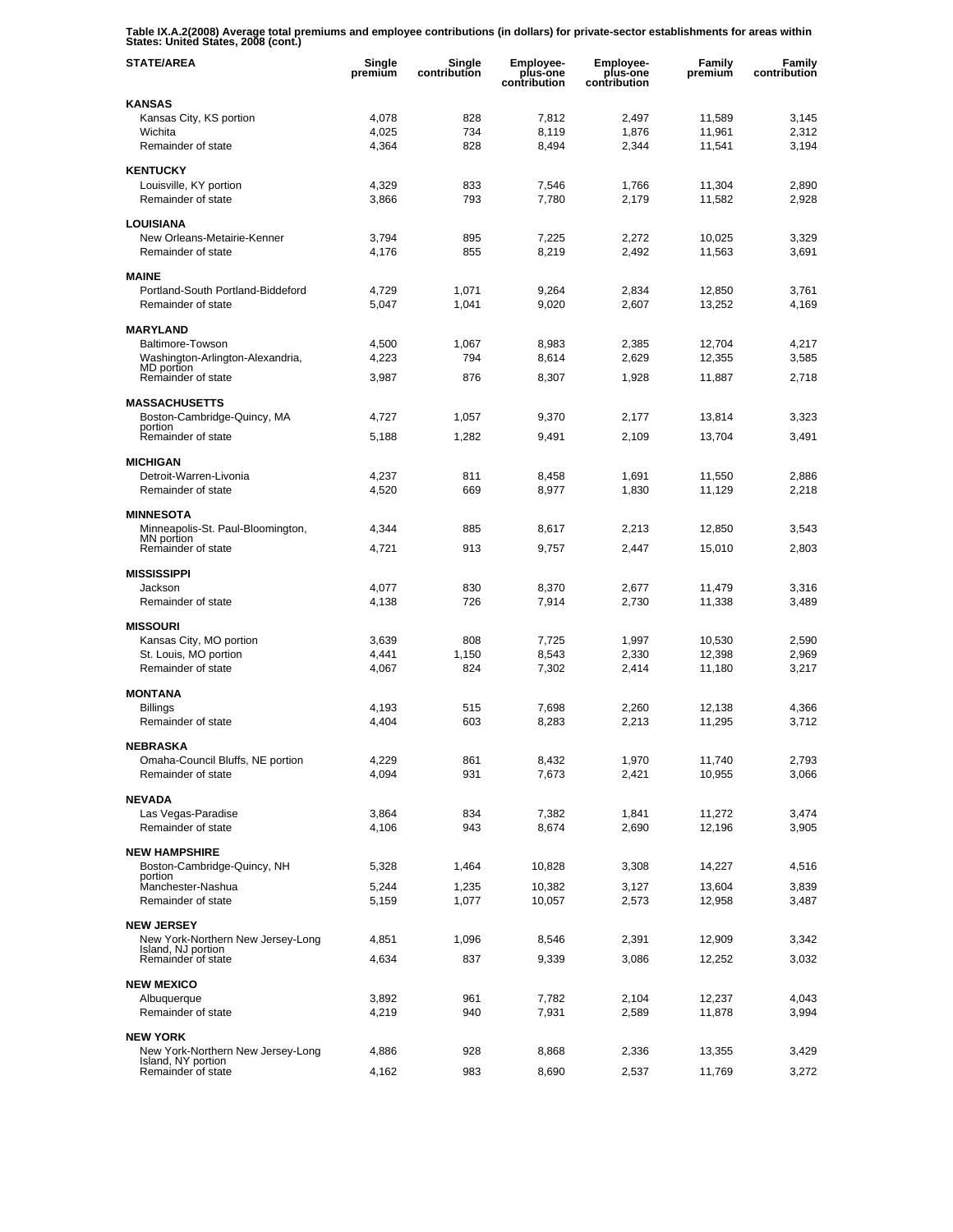**Table IX.A.2(2008) Average total premiums and employee contributions (in dollars) for private-sector establishments for areas within States: United States, 2008 (cont.)**

| STATE/AREA | Single premium | Single contribution | Employee-plus-one contribution | Employee-plus-one contribution | Family premium | Family contribution |
|---|---|---|---|---|---|---|
| **KANSAS** | | | | | | |
| Kansas City, KS portion | 4,078 | 828 | 7,812 | 2,497 | 11,589 | 3,145 |
| Wichita | 4,025 | 734 | 8,119 | 1,876 | 11,961 | 2,312 |
| Remainder of state | 4,364 | 828 | 8,494 | 2,344 | 11,541 | 3,194 |
| **KENTUCKY** | | | | | | |
| Louisville, KY portion | 4,329 | 833 | 7,546 | 1,766 | 11,304 | 2,890 |
| Remainder of state | 3,866 | 793 | 7,780 | 2,179 | 11,582 | 2,928 |
| **LOUISIANA** | | | | | | |
| New Orleans-Metairie-Kenner | 3,794 | 895 | 7,225 | 2,272 | 10,025 | 3,329 |
| Remainder of state | 4,176 | 855 | 8,219 | 2,492 | 11,563 | 3,691 |
| **MAINE** | | | | | | |
| Portland-South Portland-Biddeford | 4,729 | 1,071 | 9,264 | 2,834 | 12,850 | 3,761 |
| Remainder of state | 5,047 | 1,041 | 9,020 | 2,607 | 13,252 | 4,169 |
| **MARYLAND** | | | | | | |
| Baltimore-Towson | 4,500 | 1,067 | 8,983 | 2,385 | 12,704 | 4,217 |
| Washington-Arlington-Alexandria, MD portion | 4,223 | 794 | 8,614 | 2,629 | 12,355 | 3,585 |
| Remainder of state | 3,987 | 876 | 8,307 | 1,928 | 11,887 | 2,718 |
| **MASSACHUSETTS** | | | | | | |
| Boston-Cambridge-Quincy, MA portion | 4,727 | 1,057 | 9,370 | 2,177 | 13,814 | 3,323 |
| Remainder of state | 5,188 | 1,282 | 9,491 | 2,109 | 13,704 | 3,491 |
| **MICHIGAN** | | | | | | |
| Detroit-Warren-Livonia | 4,237 | 811 | 8,458 | 1,691 | 11,550 | 2,886 |
| Remainder of state | 4,520 | 669 | 8,977 | 1,830 | 11,129 | 2,218 |
| **MINNESOTA** | | | | | | |
| Minneapolis-St. Paul-Bloomington, MN portion | 4,344 | 885 | 8,617 | 2,213 | 12,850 | 3,543 |
| Remainder of state | 4,721 | 913 | 9,757 | 2,447 | 15,010 | 2,803 |
| **MISSISSIPPI** | | | | | | |
| Jackson | 4,077 | 830 | 8,370 | 2,677 | 11,479 | 3,316 |
| Remainder of state | 4,138 | 726 | 7,914 | 2,730 | 11,338 | 3,489 |
| **MISSOURI** | | | | | | |
| Kansas City, MO portion | 3,639 | 808 | 7,725 | 1,997 | 10,530 | 2,590 |
| St. Louis, MO portion | 4,441 | 1,150 | 8,543 | 2,330 | 12,398 | 2,969 |
| Remainder of state | 4,067 | 824 | 7,302 | 2,414 | 11,180 | 3,217 |
| **MONTANA** | | | | | | |
| Billings | 4,193 | 515 | 7,698 | 2,260 | 12,138 | 4,366 |
| Remainder of state | 4,404 | 603 | 8,283 | 2,213 | 11,295 | 3,712 |
| **NEBRASKA** | | | | | | |
| Omaha-Council Bluffs, NE portion | 4,229 | 861 | 8,432 | 1,970 | 11,740 | 2,793 |
| Remainder of state | 4,094 | 931 | 7,673 | 2,421 | 10,955 | 3,066 |
| **NEVADA** | | | | | | |
| Las Vegas-Paradise | 3,864 | 834 | 7,382 | 1,841 | 11,272 | 3,474 |
| Remainder of state | 4,106 | 943 | 8,674 | 2,690 | 12,196 | 3,905 |
| **NEW HAMPSHIRE** | | | | | | |
| Boston-Cambridge-Quincy, NH portion | 5,328 | 1,464 | 10,828 | 3,308 | 14,227 | 4,516 |
| Manchester-Nashua | 5,244 | 1,235 | 10,382 | 3,127 | 13,604 | 3,839 |
| Remainder of state | 5,159 | 1,077 | 10,057 | 2,573 | 12,958 | 3,487 |
| **NEW JERSEY** | | | | | | |
| New York-Northern New Jersey-Long Island, NJ portion | 4,851 | 1,096 | 8,546 | 2,391 | 12,909 | 3,342 |
| Remainder of state | 4,634 | 837 | 9,339 | 3,086 | 12,252 | 3,032 |
| **NEW MEXICO** | | | | | | |
| Albuquerque | 3,892 | 961 | 7,782 | 2,104 | 12,237 | 4,043 |
| Remainder of state | 4,219 | 940 | 7,931 | 2,589 | 11,878 | 3,994 |
| **NEW YORK** | | | | | | |
| New York-Northern New Jersey-Long Island, NY portion | 4,886 | 928 | 8,868 | 2,336 | 13,355 | 3,429 |
| Remainder of state | 4,162 | 983 | 8,690 | 2,537 | 11,769 | 3,272 |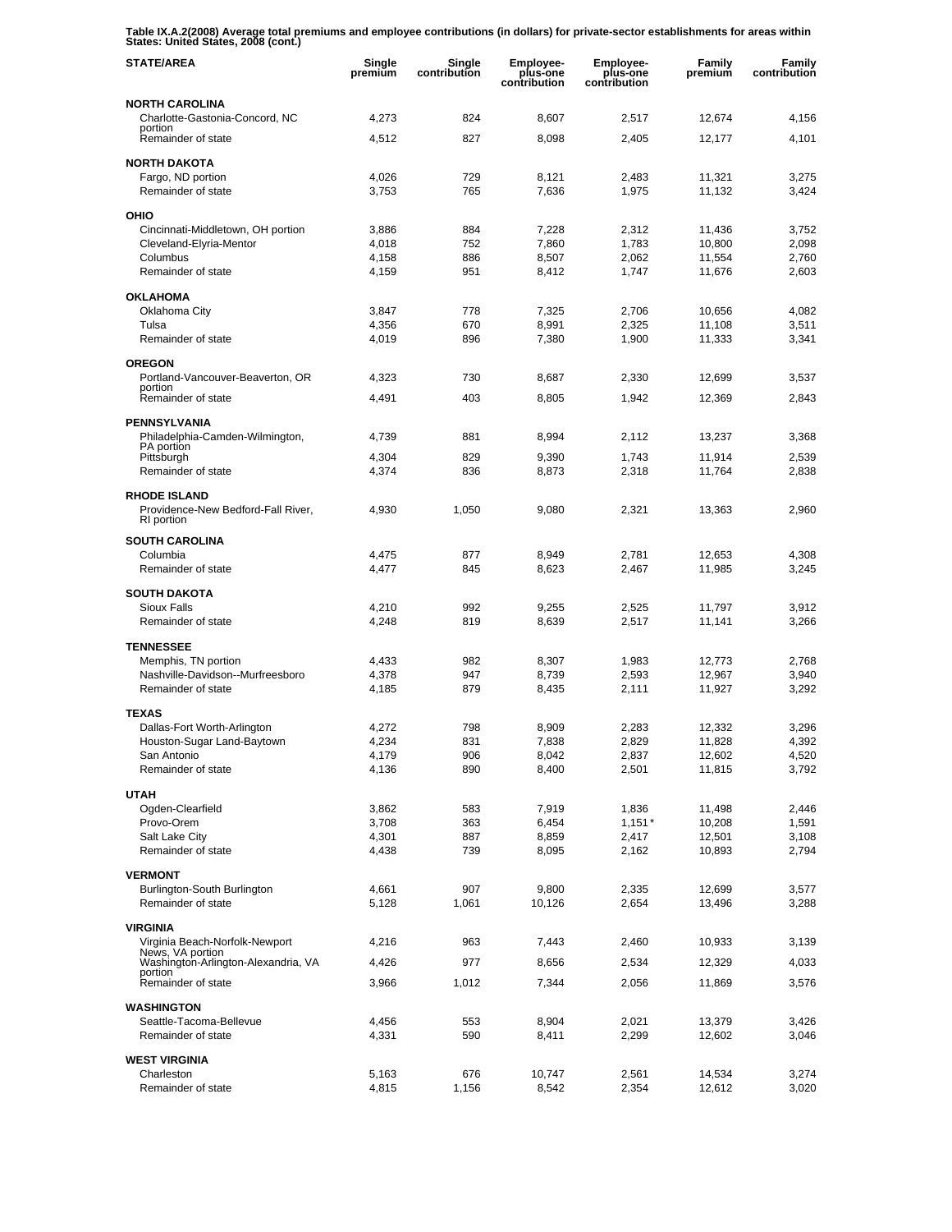**Table IX.A.2(2008) Average total premiums and employee contributions (in dollars) for private-sector establishments for areas within States: United States, 2008 (cont.)**

| STATE/AREA | Single premium | Single contribution | Employee-plus-one contribution | Employee-plus-one contribution | Family premium | Family contribution |
|---|---|---|---|---|---|---|
| **NORTH CAROLINA** | | | | | | |
| Charlotte-Gastonia-Concord, NC portion | 4,273 | 824 | 8,607 | 2,517 | 12,674 | 4,156 |
| Remainder of state | 4,512 | 827 | 8,098 | 2,405 | 12,177 | 4,101 |
| **NORTH DAKOTA** | | | | | | |
| Fargo, ND portion | 4,026 | 729 | 8,121 | 2,483 | 11,321 | 3,275 |
| Remainder of state | 3,753 | 765 | 7,636 | 1,975 | 11,132 | 3,424 |
| **OHIO** | | | | | | |
| Cincinnati-Middletown, OH portion | 3,886 | 884 | 7,228 | 2,312 | 11,436 | 3,752 |
| Cleveland-Elyria-Mentor | 4,018 | 752 | 7,860 | 1,783 | 10,800 | 2,098 |
| Columbus | 4,158 | 886 | 8,507 | 2,062 | 11,554 | 2,760 |
| Remainder of state | 4,159 | 951 | 8,412 | 1,747 | 11,676 | 2,603 |
| **OKLAHOMA** | | | | | | |
| Oklahoma City | 3,847 | 778 | 7,325 | 2,706 | 10,656 | 4,082 |
| Tulsa | 4,356 | 670 | 8,991 | 2,325 | 11,108 | 3,511 |
| Remainder of state | 4,019 | 896 | 7,380 | 1,900 | 11,333 | 3,341 |
| **OREGON** | | | | | | |
| Portland-Vancouver-Beaverton, OR portion | 4,323 | 730 | 8,687 | 2,330 | 12,699 | 3,537 |
| Remainder of state | 4,491 | 403 | 8,805 | 1,942 | 12,369 | 2,843 |
| **PENNSYLVANIA** | | | | | | |
| Philadelphia-Camden-Wilmington, PA portion | 4,739 | 881 | 8,994 | 2,112 | 13,237 | 3,368 |
| Pittsburgh | 4,304 | 829 | 9,390 | 1,743 | 11,914 | 2,539 |
| Remainder of state | 4,374 | 836 | 8,873 | 2,318 | 11,764 | 2,838 |
| **RHODE ISLAND** | | | | | | |
| Providence-New Bedford-Fall River, RI portion | 4,930 | 1,050 | 9,080 | 2,321 | 13,363 | 2,960 |
| **SOUTH CAROLINA** | | | | | | |
| Columbia | 4,475 | 877 | 8,949 | 2,781 | 12,653 | 4,308 |
| Remainder of state | 4,477 | 845 | 8,623 | 2,467 | 11,985 | 3,245 |
| **SOUTH DAKOTA** | | | | | | |
| Sioux Falls | 4,210 | 992 | 9,255 | 2,525 | 11,797 | 3,912 |
| Remainder of state | 4,248 | 819 | 8,639 | 2,517 | 11,141 | 3,266 |
| **TENNESSEE** | | | | | | |
| Memphis, TN portion | 4,433 | 982 | 8,307 | 1,983 | 12,773 | 2,768 |
| Nashville-Davidson--Murfreesboro | 4,378 | 947 | 8,739 | 2,593 | 12,967 | 3,940 |
| Remainder of state | 4,185 | 879 | 8,435 | 2,111 | 11,927 | 3,292 |
| **TEXAS** | | | | | | |
| Dallas-Fort Worth-Arlington | 4,272 | 798 | 8,909 | 2,283 | 12,332 | 3,296 |
| Houston-Sugar Land-Baytown | 4,234 | 831 | 7,838 | 2,829 | 11,828 | 4,392 |
| San Antonio | 4,179 | 906 | 8,042 | 2,837 | 12,602 | 4,520 |
| Remainder of state | 4,136 | 890 | 8,400 | 2,501 | 11,815 | 3,792 |
| **UTAH** | | | | | | |
| Ogden-Clearfield | 3,862 | 583 | 7,919 | 1,836 | 11,498 | 2,446 |
| Provo-Orem | 3,708 | 363 | 6,454 | 1,151 * | 10,208 | 1,591 |
| Salt Lake City | 4,301 | 887 | 8,859 | 2,417 | 12,501 | 3,108 |
| Remainder of state | 4,438 | 739 | 8,095 | 2,162 | 10,893 | 2,794 |
| **VERMONT** | | | | | | |
| Burlington-South Burlington | 4,661 | 907 | 9,800 | 2,335 | 12,699 | 3,577 |
| Remainder of state | 5,128 | 1,061 | 10,126 | 2,654 | 13,496 | 3,288 |
| **VIRGINIA** | | | | | | |
| Virginia Beach-Norfolk-Newport News, VA portion | 4,216 | 963 | 7,443 | 2,460 | 10,933 | 3,139 |
| Washington-Arlington-Alexandria, VA portion | 4,426 | 977 | 8,656 | 2,534 | 12,329 | 4,033 |
| Remainder of state | 3,966 | 1,012 | 7,344 | 2,056 | 11,869 | 3,576 |
| **WASHINGTON** | | | | | | |
| Seattle-Tacoma-Bellevue | 4,456 | 553 | 8,904 | 2,021 | 13,379 | 3,426 |
| Remainder of state | 4,331 | 590 | 8,411 | 2,299 | 12,602 | 3,046 |
| **WEST VIRGINIA** | | | | | | |
| Charleston | 5,163 | 676 | 10,747 | 2,561 | 14,534 | 3,274 |
| Remainder of state | 4,815 | 1,156 | 8,542 | 2,354 | 12,612 | 3,020 |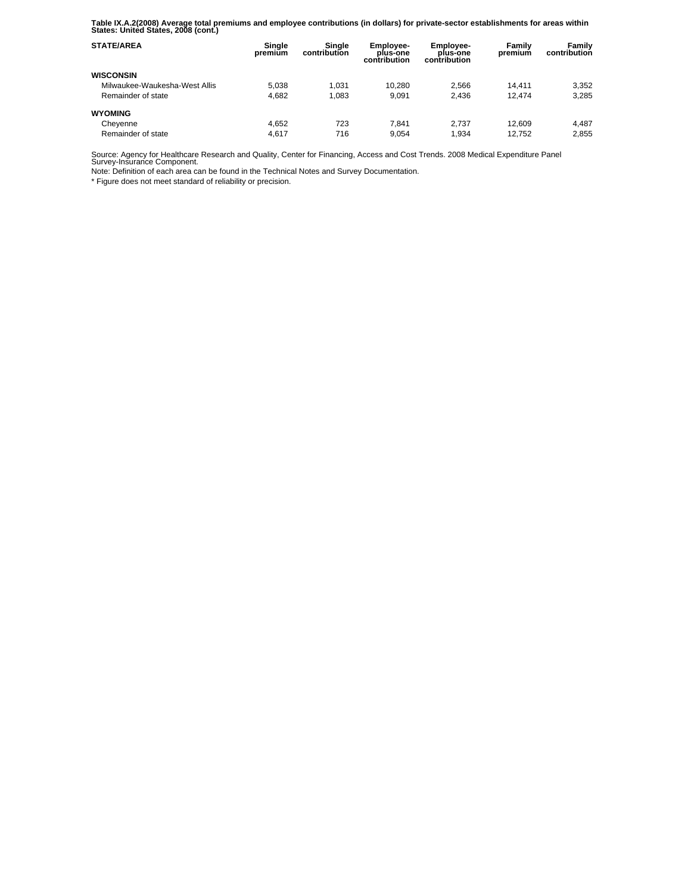**Table IX.A.2(2008) Average total premiums and employee contributions (in dollars) for private-sector establishments for areas within States: United States, 2008 (cont.)**

| STATE/AREA | Single premium | Single contribution | Employee-plus-one contribution | Employee-plus-one contribution | Family premium | Family contribution |
|---|---|---|---|---|---|---|
| **WISCONSIN** | | | | | | |
| Milwaukee-Waukesha-West Allis | 5,038 | 1,031 | 10,280 | 2,566 | 14,411 | 3,352 |
| Remainder of state | 4,682 | 1,083 | 9,091 | 2,436 | 12,474 | 3,285 |
| **WYOMING** | | | | | | |
| Cheyenne | 4,652 | 723 | 7,841 | 2,737 | 12,609 | 4,487 |
| Remainder of state | 4,617 | 716 | 9,054 | 1,934 | 12,752 | 2,855 |

Source: Agency for Healthcare Research and Quality, Center for Financing, Access and Cost Trends. 2008 Medical Expenditure Panel Survey-Insurance Component.

Note: Definition of each area can be found in the Technical Notes and Survey Documentation.

* Figure does not meet standard of reliability or precision.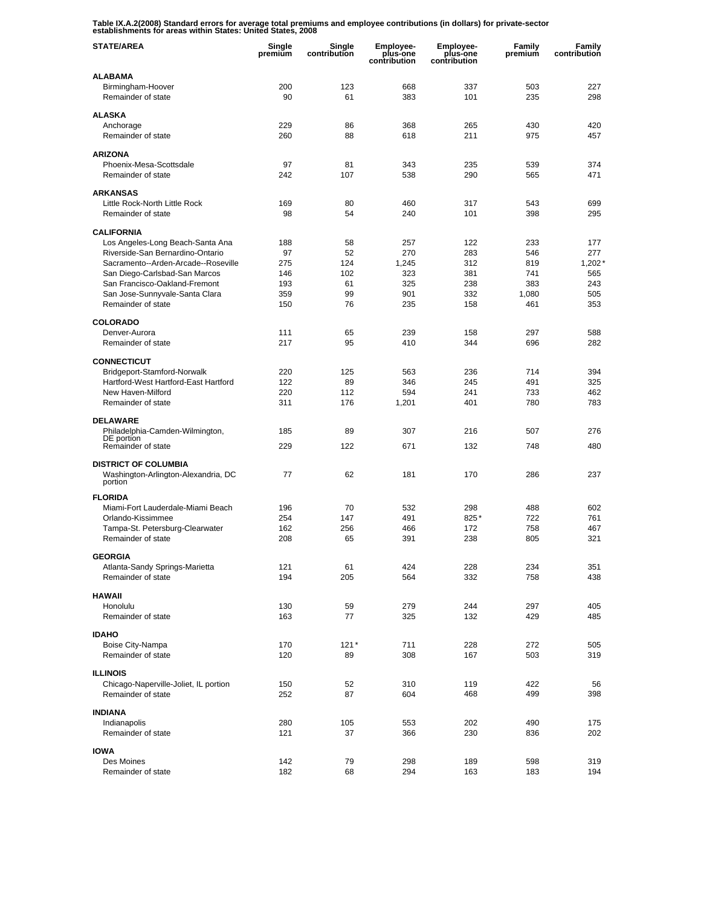**Table IX.A.2(2008) Standard errors for average total premiums and employee contributions (in dollars) for private-sector establishments for areas within States: United States, 2008**

| STATE/AREA | Single premium | Single contribution | Employee-plus-one contribution | Employee-plus-one contribution | Family premium | Family contribution |
|---|---|---|---|---|---|---|
| **ALABAMA** | | | | | | |
| Birmingham-Hoover | 200 | 123 | 668 | 337 | 503 | 227 |
| Remainder of state | 90 | 61 | 383 | 101 | 235 | 298 |
| **ALASKA** | | | | | | |
| Anchorage | 229 | 86 | 368 | 265 | 430 | 420 |
| Remainder of state | 260 | 88 | 618 | 211 | 975 | 457 |
| **ARIZONA** | | | | | | |
| Phoenix-Mesa-Scottsdale | 97 | 81 | 343 | 235 | 539 | 374 |
| Remainder of state | 242 | 107 | 538 | 290 | 565 | 471 |
| **ARKANSAS** | | | | | | |
| Little Rock-North Little Rock | 169 | 80 | 460 | 317 | 543 | 699 |
| Remainder of state | 98 | 54 | 240 | 101 | 398 | 295 |
| **CALIFORNIA** | | | | | | |
| Los Angeles-Long Beach-Santa Ana | 188 | 58 | 257 | 122 | 233 | 177 |
| Riverside-San Bernardino-Ontario | 97 | 52 | 270 | 283 | 546 | 277 |
| Sacramento--Arden-Arcade--Roseville | 275 | 124 | 1,245 | 312 | 819 | 1,202* |
| San Diego-Carlsbad-San Marcos | 146 | 102 | 323 | 381 | 741 | 565 |
| San Francisco-Oakland-Fremont | 193 | 61 | 325 | 238 | 383 | 243 |
| San Jose-Sunnyvale-Santa Clara | 359 | 99 | 901 | 332 | 1,080 | 505 |
| Remainder of state | 150 | 76 | 235 | 158 | 461 | 353 |
| **COLORADO** | | | | | | |
| Denver-Aurora | 111 | 65 | 239 | 158 | 297 | 588 |
| Remainder of state | 217 | 95 | 410 | 344 | 696 | 282 |
| **CONNECTICUT** | | | | | | |
| Bridgeport-Stamford-Norwalk | 220 | 125 | 563 | 236 | 714 | 394 |
| Hartford-West Hartford-East Hartford | 122 | 89 | 346 | 245 | 491 | 325 |
| New Haven-Milford | 220 | 112 | 594 | 241 | 733 | 462 |
| Remainder of state | 311 | 176 | 1,201 | 401 | 780 | 783 |
| **DELAWARE** | | | | | | |
| Philadelphia-Camden-Wilmington, DE portion | 185 | 89 | 307 | 216 | 507 | 276 |
| Remainder of state | 229 | 122 | 671 | 132 | 748 | 480 |
| **DISTRICT OF COLUMBIA** | | | | | | |
| Washington-Arlington-Alexandria, DC portion | 77 | 62 | 181 | 170 | 286 | 237 |
| **FLORIDA** | | | | | | |
| Miami-Fort Lauderdale-Miami Beach | 196 | 70 | 532 | 298 | 488 | 602 |
| Orlando-Kissimmee | 254 | 147 | 491 | 825* | 722 | 761 |
| Tampa-St. Petersburg-Clearwater | 162 | 256 | 466 | 172 | 758 | 467 |
| Remainder of state | 208 | 65 | 391 | 238 | 805 | 321 |
| **GEORGIA** | | | | | | |
| Atlanta-Sandy Springs-Marietta | 121 | 61 | 424 | 228 | 234 | 351 |
| Remainder of state | 194 | 205 | 564 | 332 | 758 | 438 |
| **HAWAII** | | | | | | |
| Honolulu | 130 | 59 | 279 | 244 | 297 | 405 |
| Remainder of state | 163 | 77 | 325 | 132 | 429 | 485 |
| **IDAHO** | | | | | | |
| Boise City-Nampa | 170 | 121* | 711 | 228 | 272 | 505 |
| Remainder of state | 120 | 89 | 308 | 167 | 503 | 319 |
| **ILLINOIS** | | | | | | |
| Chicago-Naperville-Joliet, IL portion | 150 | 52 | 310 | 119 | 422 | 56 |
| Remainder of state | 252 | 87 | 604 | 468 | 499 | 398 |
| **INDIANA** | | | | | | |
| Indianapolis | 280 | 105 | 553 | 202 | 490 | 175 |
| Remainder of state | 121 | 37 | 366 | 230 | 836 | 202 |
| **IOWA** | | | | | | |
| Des Moines | 142 | 79 | 298 | 189 | 598 | 319 |
| Remainder of state | 182 | 68 | 294 | 163 | 183 | 194 |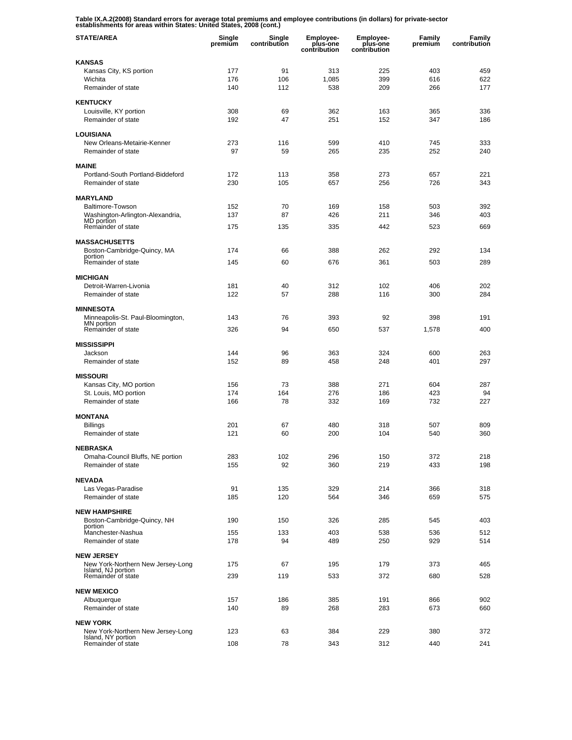**Table IX.A.2(2008) Standard errors for average total premiums and employee contributions (in dollars) for private-sector establishments for areas within States: United States, 2008 (cont.)**

| STATE/AREA | Single premium | Single contribution | Employee-plus-one contribution | Employee-plus-one contribution | Family premium | Family contribution |
|---|---|---|---|---|---|---|
| **KANSAS** | | | | | | |
| Kansas City, KS portion | 177 | 91 | 313 | 225 | 403 | 459 |
| Wichita | 176 | 106 | 1,085 | 399 | 616 | 622 |
| Remainder of state | 140 | 112 | 538 | 209 | 266 | 177 |
| **KENTUCKY** | | | | | | |
| Louisville, KY portion | 308 | 69 | 362 | 163 | 365 | 336 |
| Remainder of state | 192 | 47 | 251 | 152 | 347 | 186 |
| **LOUISIANA** | | | | | | |
| New Orleans-Metairie-Kenner | 273 | 116 | 599 | 410 | 745 | 333 |
| Remainder of state | 97 | 59 | 265 | 235 | 252 | 240 |
| **MAINE** | | | | | | |
| Portland-South Portland-Biddeford | 172 | 113 | 358 | 273 | 657 | 221 |
| Remainder of state | 230 | 105 | 657 | 256 | 726 | 343 |
| **MARYLAND** | | | | | | |
| Baltimore-Towson | 152 | 70 | 169 | 158 | 503 | 392 |
| Washington-Arlington-Alexandria, MD portion | 137 | 87 | 426 | 211 | 346 | 403 |
| Remainder of state | 175 | 135 | 335 | 442 | 523 | 669 |
| **MASSACHUSETTS** | | | | | | |
| Boston-Cambridge-Quincy, MA portion | 174 | 66 | 388 | 262 | 292 | 134 |
| Remainder of state | 145 | 60 | 676 | 361 | 503 | 289 |
| **MICHIGAN** | | | | | | |
| Detroit-Warren-Livonia | 181 | 40 | 312 | 102 | 406 | 202 |
| Remainder of state | 122 | 57 | 288 | 116 | 300 | 284 |
| **MINNESOTA** | | | | | | |
| Minneapolis-St. Paul-Bloomington, MN portion | 143 | 76 | 393 | 92 | 398 | 191 |
| Remainder of state | 326 | 94 | 650 | 537 | 1,578 | 400 |
| **MISSISSIPPI** | | | | | | |
| Jackson | 144 | 96 | 363 | 324 | 600 | 263 |
| Remainder of state | 152 | 89 | 458 | 248 | 401 | 297 |
| **MISSOURI** | | | | | | |
| Kansas City, MO portion | 156 | 73 | 388 | 271 | 604 | 287 |
| St. Louis, MO portion | 174 | 164 | 276 | 186 | 423 | 94 |
| Remainder of state | 166 | 78 | 332 | 169 | 732 | 227 |
| **MONTANA** | | | | | | |
| Billings | 201 | 67 | 480 | 318 | 507 | 809 |
| Remainder of state | 121 | 60 | 200 | 104 | 540 | 360 |
| **NEBRASKA** | | | | | | |
| Omaha-Council Bluffs, NE portion | 283 | 102 | 296 | 150 | 372 | 218 |
| Remainder of state | 155 | 92 | 360 | 219 | 433 | 198 |
| **NEVADA** | | | | | | |
| Las Vegas-Paradise | 91 | 135 | 329 | 214 | 366 | 318 |
| Remainder of state | 185 | 120 | 564 | 346 | 659 | 575 |
| **NEW HAMPSHIRE** | | | | | | |
| Boston-Cambridge-Quincy, NH portion | 190 | 150 | 326 | 285 | 545 | 403 |
| Manchester-Nashua | 155 | 133 | 403 | 538 | 536 | 512 |
| Remainder of state | 178 | 94 | 489 | 250 | 929 | 514 |
| **NEW JERSEY** | | | | | | |
| New York-Northern New Jersey-Long Island, NJ portion | 175 | 67 | 195 | 179 | 373 | 465 |
| Remainder of state | 239 | 119 | 533 | 372 | 680 | 528 |
| **NEW MEXICO** | | | | | | |
| Albuquerque | 157 | 186 | 385 | 191 | 866 | 902 |
| Remainder of state | 140 | 89 | 268 | 283 | 673 | 660 |
| **NEW YORK** | | | | | | |
| New York-Northern New Jersey-Long Island, NY portion | 123 | 63 | 384 | 229 | 380 | 372 |
| Remainder of state | 108 | 78 | 343 | 312 | 440 | 241 |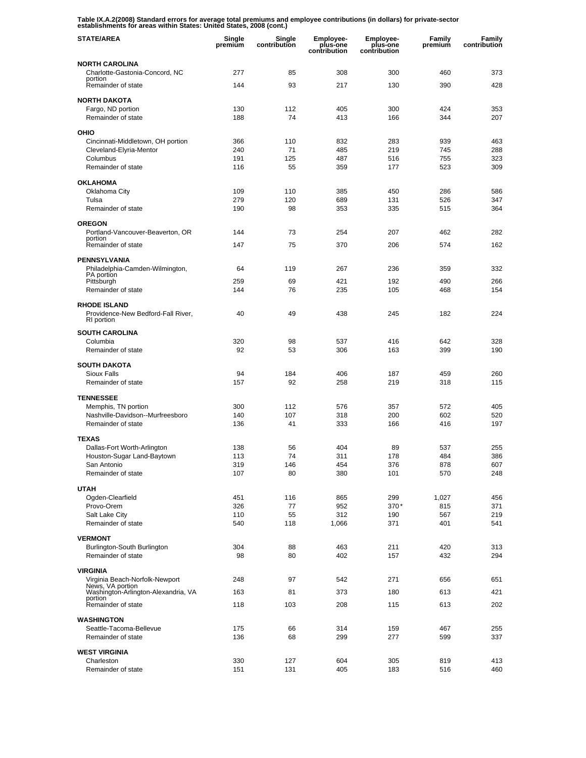**Table IX.A.2(2008) Standard errors for average total premiums and employee contributions (in dollars) for private-sector establishments for areas within States: United States, 2008 (cont.)**

| STATE/AREA | Single premium | Single contribution | Employee-plus-one contribution | Employee-plus-one contribution | Family premium | Family contribution |
|---|---|---|---|---|---|---|
| **NORTH CAROLINA** | | | | | | |
| Charlotte-Gastonia-Concord, NC portion | 277 | 85 | 308 | 300 | 460 | 373 |
| Remainder of state | 144 | 93 | 217 | 130 | 390 | 428 |
| **NORTH DAKOTA** | | | | | | |
| Fargo, ND portion | 130 | 112 | 405 | 300 | 424 | 353 |
| Remainder of state | 188 | 74 | 413 | 166 | 344 | 207 |
| **OHIO** | | | | | | |
| Cincinnati-Middletown, OH portion | 366 | 110 | 832 | 283 | 939 | 463 |
| Cleveland-Elyria-Mentor | 240 | 71 | 485 | 219 | 745 | 288 |
| Columbus | 191 | 125 | 487 | 516 | 755 | 323 |
| Remainder of state | 116 | 55 | 359 | 177 | 523 | 309 |
| **OKLAHOMA** | | | | | | |
| Oklahoma City | 109 | 110 | 385 | 450 | 286 | 586 |
| Tulsa | 279 | 120 | 689 | 131 | 526 | 347 |
| Remainder of state | 190 | 98 | 353 | 335 | 515 | 364 |
| **OREGON** | | | | | | |
| Portland-Vancouver-Beaverton, OR portion | 144 | 73 | 254 | 207 | 462 | 282 |
| Remainder of state | 147 | 75 | 370 | 206 | 574 | 162 |
| **PENNSYLVANIA** | | | | | | |
| Philadelphia-Camden-Wilmington, PA portion | 64 | 119 | 267 | 236 | 359 | 332 |
| Pittsburgh | 259 | 69 | 421 | 192 | 490 | 266 |
| Remainder of state | 144 | 76 | 235 | 105 | 468 | 154 |
| **RHODE ISLAND** | | | | | | |
| Providence-New Bedford-Fall River, RI portion | 40 | 49 | 438 | 245 | 182 | 224 |
| **SOUTH CAROLINA** | | | | | | |
| Columbia | 320 | 98 | 537 | 416 | 642 | 328 |
| Remainder of state | 92 | 53 | 306 | 163 | 399 | 190 |
| **SOUTH DAKOTA** | | | | | | |
| Sioux Falls | 94 | 184 | 406 | 187 | 459 | 260 |
| Remainder of state | 157 | 92 | 258 | 219 | 318 | 115 |
| **TENNESSEE** | | | | | | |
| Memphis, TN portion | 300 | 112 | 576 | 357 | 572 | 405 |
| Nashville-Davidson--Murfreesboro | 140 | 107 | 318 | 200 | 602 | 520 |
| Remainder of state | 136 | 41 | 333 | 166 | 416 | 197 |
| **TEXAS** | | | | | | |
| Dallas-Fort Worth-Arlington | 138 | 56 | 404 | 89 | 537 | 255 |
| Houston-Sugar Land-Baytown | 113 | 74 | 311 | 178 | 484 | 386 |
| San Antonio | 319 | 146 | 454 | 376 | 878 | 607 |
| Remainder of state | 107 | 80 | 380 | 101 | 570 | 248 |
| **UTAH** | | | | | | |
| Ogden-Clearfield | 451 | 116 | 865 | 299 | 1,027 | 456 |
| Provo-Orem | 326 | 77 | 952 | 370* | 815 | 371 |
| Salt Lake City | 110 | 55 | 312 | 190 | 567 | 219 |
| Remainder of state | 540 | 118 | 1,066 | 371 | 401 | 541 |
| **VERMONT** | | | | | | |
| Burlington-South Burlington | 304 | 88 | 463 | 211 | 420 | 313 |
| Remainder of state | 98 | 80 | 402 | 157 | 432 | 294 |
| **VIRGINIA** | | | | | | |
| Virginia Beach-Norfolk-Newport News, VA portion | 248 | 97 | 542 | 271 | 656 | 651 |
| Washington-Arlington-Alexandria, VA portion | 163 | 81 | 373 | 180 | 613 | 421 |
| Remainder of state | 118 | 103 | 208 | 115 | 613 | 202 |
| **WASHINGTON** | | | | | | |
| Seattle-Tacoma-Bellevue | 175 | 66 | 314 | 159 | 467 | 255 |
| Remainder of state | 136 | 68 | 299 | 277 | 599 | 337 |
| **WEST VIRGINIA** | | | | | | |
| Charleston | 330 | 127 | 604 | 305 | 819 | 413 |
| Remainder of state | 151 | 131 | 405 | 183 | 516 | 460 |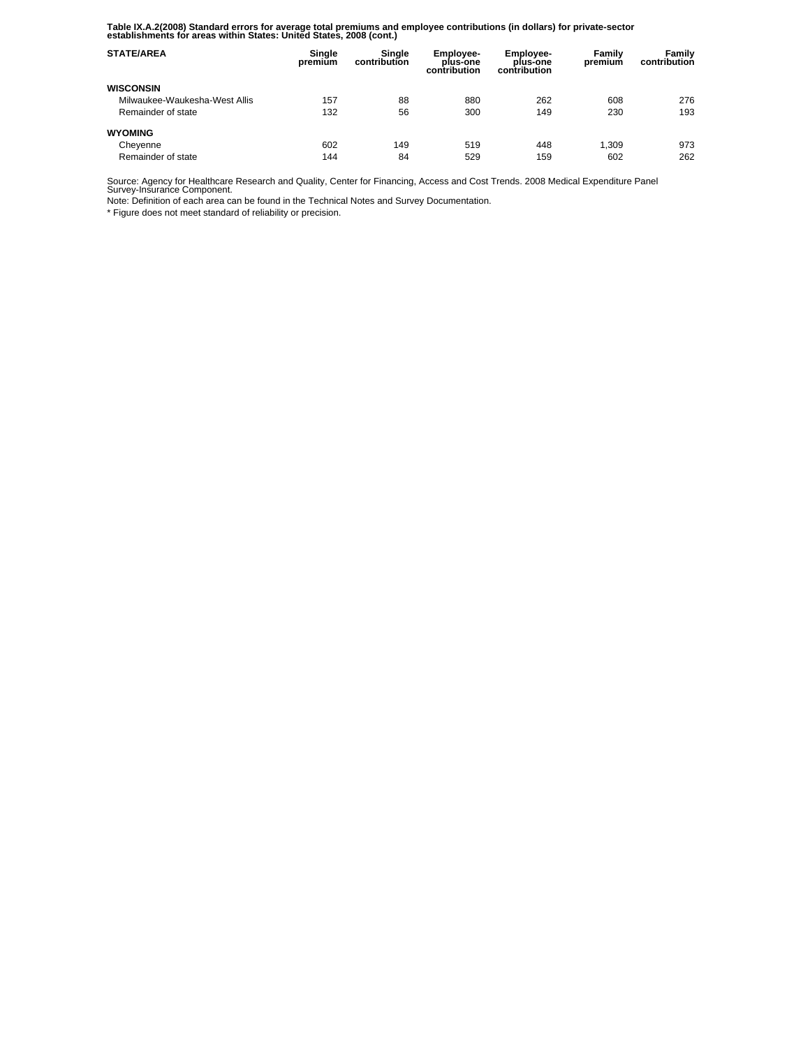**Table IX.A.2(2008) Standard errors for average total premiums and employee contributions (in dollars) for private-sector establishments for areas within States: United States, 2008 (cont.)**

| STATE/AREA | Single premium | Single contribution | Employee-plus-one contribution | Employee-plus-one contribution | Family premium | Family contribution |
|---|---|---|---|---|---|---|
| **WISCONSIN** | | | | | | |
| Milwaukee-Waukesha-West Allis | 157 | 88 | 880 | 262 | 608 | 276 |
| Remainder of state | 132 | 56 | 300 | 149 | 230 | 193 |
| **WYOMING** | | | | | | |
| Cheyenne | 602 | 149 | 519 | 448 | 1,309 | 973 |
| Remainder of state | 144 | 84 | 529 | 159 | 602 | 262 |

Source: Agency for Healthcare Research and Quality, Center for Financing, Access and Cost Trends. 2008 Medical Expenditure Panel Survey-Insurance Component.

Note: Definition of each area can be found in the Technical Notes and Survey Documentation.

* Figure does not meet standard of reliability or precision.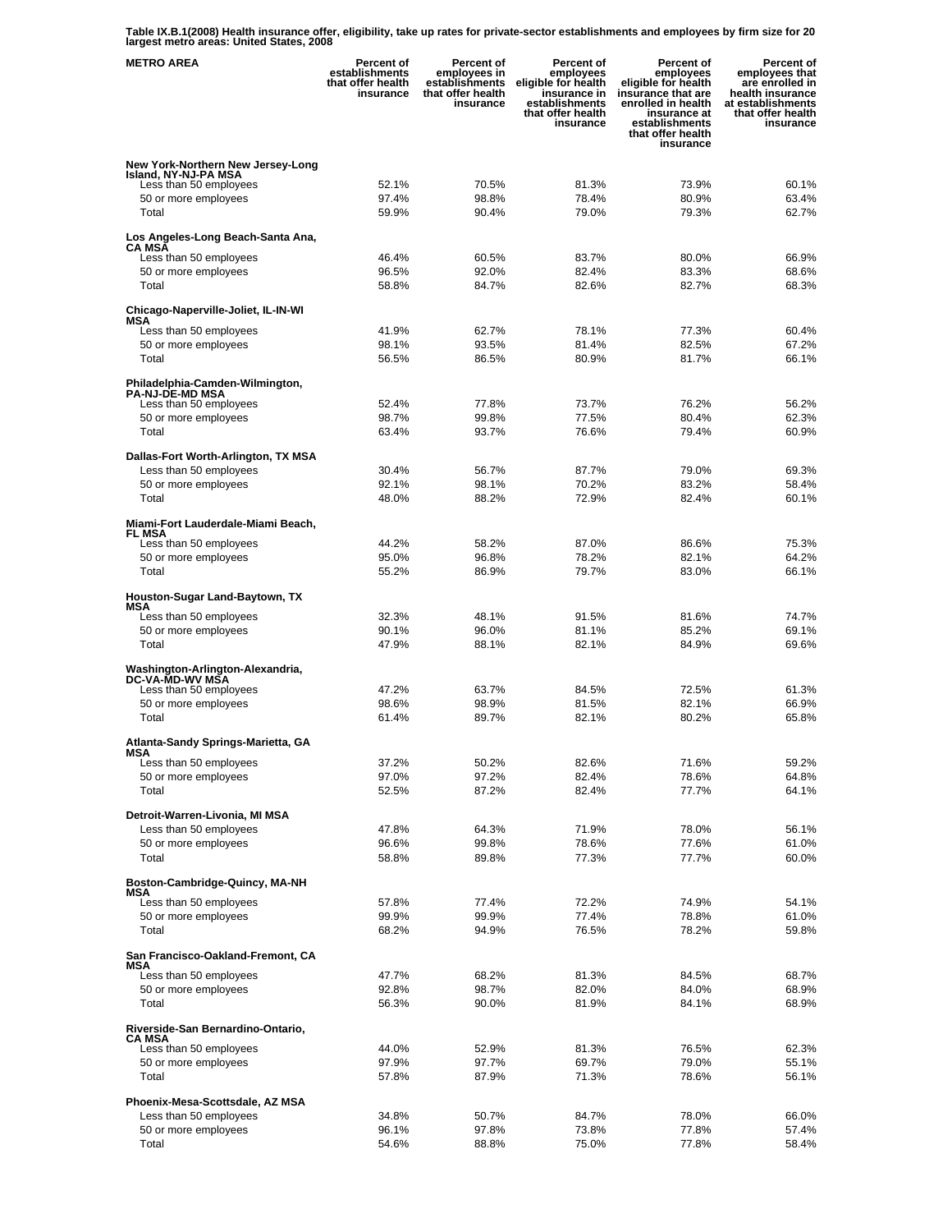**Table IX.B.1(2008) Health insurance offer, eligibility, take up rates for private-sector establishments and employees by firm size for 20 largest metro areas: United States, 2008**

| METRO AREA | Percent of establishments that offer health insurance | Percent of employees in establishments that offer health insurance | Percent of employees eligible for health insurance in establishments that offer health insurance | Percent of employees eligible for health insurance that are enrolled in health insurance at establishments that offer health insurance | Percent of employees that are enrolled in health insurance at establishments that offer health insurance |
|---|---|---|---|---|---|
| **New York-Northern New Jersey-Long Island, NY-NJ-PA MSA** | | | | | |
| Less than 50 employees | 52.1% | 70.5% | 81.3% | 73.9% | 60.1% |
| 50 or more employees | 97.4% | 98.8% | 78.4% | 80.9% | 63.4% |
| Total | 59.9% | 90.4% | 79.0% | 79.3% | 62.7% |
| **Los Angeles-Long Beach-Santa Ana, CA MSA** | | | | | |
| Less than 50 employees | 46.4% | 60.5% | 83.7% | 80.0% | 66.9% |
| 50 or more employees | 96.5% | 92.0% | 82.4% | 83.3% | 68.6% |
| Total | 58.8% | 84.7% | 82.6% | 82.7% | 68.3% |
| **Chicago-Naperville-Joliet, IL-IN-WI MSA** | | | | | |
| Less than 50 employees | 41.9% | 62.7% | 78.1% | 77.3% | 60.4% |
| 50 or more employees | 98.1% | 93.5% | 81.4% | 82.5% | 67.2% |
| Total | 56.5% | 86.5% | 80.9% | 81.7% | 66.1% |
| **Philadelphia-Camden-Wilmington, PA-NJ-DE-MD MSA** | | | | | |
| Less than 50 employees | 52.4% | 77.8% | 73.7% | 76.2% | 56.2% |
| 50 or more employees | 98.7% | 99.8% | 77.5% | 80.4% | 62.3% |
| Total | 63.4% | 93.7% | 76.6% | 79.4% | 60.9% |
| **Dallas-Fort Worth-Arlington, TX MSA** | | | | | |
| Less than 50 employees | 30.4% | 56.7% | 87.7% | 79.0% | 69.3% |
| 50 or more employees | 92.1% | 98.1% | 70.2% | 83.2% | 58.4% |
| Total | 48.0% | 88.2% | 72.9% | 82.4% | 60.1% |
| **Miami-Fort Lauderdale-Miami Beach, FL MSA** | | | | | |
| Less than 50 employees | 44.2% | 58.2% | 87.0% | 86.6% | 75.3% |
| 50 or more employees | 95.0% | 96.8% | 78.2% | 82.1% | 64.2% |
| Total | 55.2% | 86.9% | 79.7% | 83.0% | 66.1% |
| **Houston-Sugar Land-Baytown, TX MSA** | | | | | |
| Less than 50 employees | 32.3% | 48.1% | 91.5% | 81.6% | 74.7% |
| 50 or more employees | 90.1% | 96.0% | 81.1% | 85.2% | 69.1% |
| Total | 47.9% | 88.1% | 82.1% | 84.9% | 69.6% |
| **Washington-Arlington-Alexandria, DC-VA-MD-WV MSA** | | | | | |
| Less than 50 employees | 47.2% | 63.7% | 84.5% | 72.5% | 61.3% |
| 50 or more employees | 98.6% | 98.9% | 81.5% | 82.1% | 66.9% |
| Total | 61.4% | 89.7% | 82.1% | 80.2% | 65.8% |
| **Atlanta-Sandy Springs-Marietta, GA MSA** | | | | | |
| Less than 50 employees | 37.2% | 50.2% | 82.6% | 71.6% | 59.2% |
| 50 or more employees | 97.0% | 97.2% | 82.4% | 78.6% | 64.8% |
| Total | 52.5% | 87.2% | 82.4% | 77.7% | 64.1% |
| **Detroit-Warren-Livonia, MI MSA** | | | | | |
| Less than 50 employees | 47.8% | 64.3% | 71.9% | 78.0% | 56.1% |
| 50 or more employees | 96.6% | 99.8% | 78.6% | 77.6% | 61.0% |
| Total | 58.8% | 89.8% | 77.3% | 77.7% | 60.0% |
| **Boston-Cambridge-Quincy, MA-NH MSA** | | | | | |
| Less than 50 employees | 57.8% | 77.4% | 72.2% | 74.9% | 54.1% |
| 50 or more employees | 99.9% | 99.9% | 77.4% | 78.8% | 61.0% |
| Total | 68.2% | 94.9% | 76.5% | 78.2% | 59.8% |
| **San Francisco-Oakland-Fremont, CA MSA** | | | | | |
| Less than 50 employees | 47.7% | 68.2% | 81.3% | 84.5% | 68.7% |
| 50 or more employees | 92.8% | 98.7% | 82.0% | 84.0% | 68.9% |
| Total | 56.3% | 90.0% | 81.9% | 84.1% | 68.9% |
| **Riverside-San Bernardino-Ontario, CA MSA** | | | | | |
| Less than 50 employees | 44.0% | 52.9% | 81.3% | 76.5% | 62.3% |
| 50 or more employees | 97.9% | 97.7% | 69.7% | 79.0% | 55.1% |
| Total | 57.8% | 87.9% | 71.3% | 78.6% | 56.1% |
| **Phoenix-Mesa-Scottsdale, AZ MSA** | | | | | |
| Less than 50 employees | 34.8% | 50.7% | 84.7% | 78.0% | 66.0% |
| 50 or more employees | 96.1% | 97.8% | 73.8% | 77.8% | 57.4% |
| Total | 54.6% | 88.8% | 75.0% | 77.8% | 58.4% |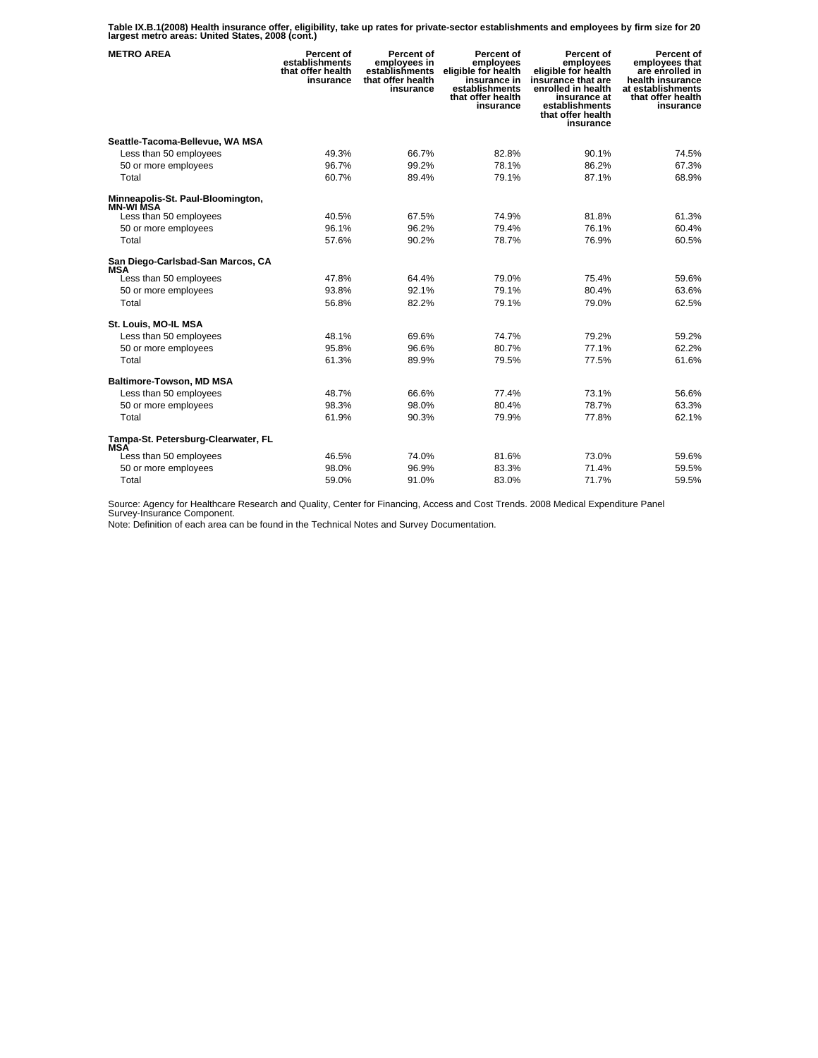**Table IX.B.1(2008) Health insurance offer, eligibility, take up rates for private-sector establishments and employees by firm size for 20 largest metro areas: United States, 2008 (cont.)**

| METRO AREA | Percent of establishments that offer health insurance | Percent of employees in establishments that offer health insurance | Percent of employees eligible for health insurance in establishments that offer health insurance | Percent of employees eligible for health insurance that are enrolled in health insurance at establishments that offer health insurance | Percent of employees that are enrolled in health insurance at establishments that offer health insurance |
|---|---|---|---|---|---|
| **Seattle-Tacoma-Bellevue, WA MSA** | | | | | |
| Less than 50 employees | 49.3% | 66.7% | 82.8% | 90.1% | 74.5% |
| 50 or more employees | 96.7% | 99.2% | 78.1% | 86.2% | 67.3% |
| Total | 60.7% | 89.4% | 79.1% | 87.1% | 68.9% |
| **Minneapolis-St. Paul-Bloomington, MN-WI MSA** | | | | | |
| Less than 50 employees | 40.5% | 67.5% | 74.9% | 81.8% | 61.3% |
| 50 or more employees | 96.1% | 96.2% | 79.4% | 76.1% | 60.4% |
| Total | 57.6% | 90.2% | 78.7% | 76.9% | 60.5% |
| **San Diego-Carlsbad-San Marcos, CA MSA** | | | | | |
| Less than 50 employees | 47.8% | 64.4% | 79.0% | 75.4% | 59.6% |
| 50 or more employees | 93.8% | 92.1% | 79.1% | 80.4% | 63.6% |
| Total | 56.8% | 82.2% | 79.1% | 79.0% | 62.5% |
| **St. Louis, MO-IL MSA** | | | | | |
| Less than 50 employees | 48.1% | 69.6% | 74.7% | 79.2% | 59.2% |
| 50 or more employees | 95.8% | 96.6% | 80.7% | 77.1% | 62.2% |
| Total | 61.3% | 89.9% | 79.5% | 77.5% | 61.6% |
| **Baltimore-Towson, MD MSA** | | | | | |
| Less than 50 employees | 48.7% | 66.6% | 77.4% | 73.1% | 56.6% |
| 50 or more employees | 98.3% | 98.0% | 80.4% | 78.7% | 63.3% |
| Total | 61.9% | 90.3% | 79.9% | 77.8% | 62.1% |
| **Tampa-St. Petersburg-Clearwater, FL MSA** | | | | | |
| Less than 50 employees | 46.5% | 74.0% | 81.6% | 73.0% | 59.6% |
| 50 or more employees | 98.0% | 96.9% | 83.3% | 71.4% | 59.5% |
| Total | 59.0% | 91.0% | 83.0% | 71.7% | 59.5% |

Source: Agency for Healthcare Research and Quality, Center for Financing, Access and Cost Trends. 2008 Medical Expenditure Panel Survey-Insurance Component.

Note: Definition of each area can be found in the Technical Notes and Survey Documentation.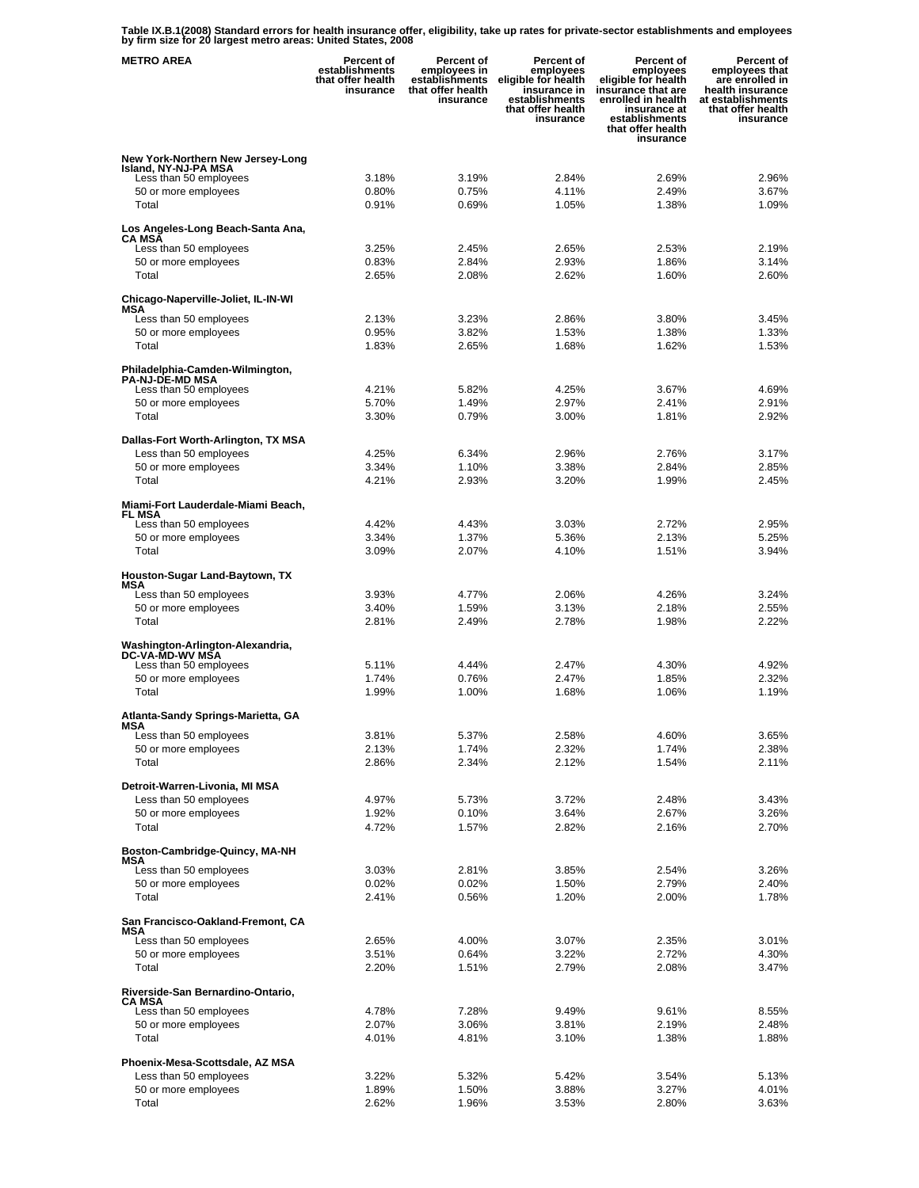**Table IX.B.1(2008) Standard errors for health insurance offer, eligibility, take up rates for private-sector establishments and employees by firm size for 20 largest metro areas: United States, 2008**

| METRO AREA | Percent of establishments that offer health insurance | Percent of employees in establishments that offer health insurance | Percent of employees eligible for health insurance in establishments that offer health insurance | Percent of employees eligible for health insurance that are enrolled in health insurance at establishments that offer health insurance | Percent of employees that are enrolled in health insurance at establishments that offer health insurance |
|---|---|---|---|---|---|
| **New York-Northern New Jersey-Long Island, NY-NJ-PA MSA** | | | | | |
| Less than 50 employees | 3.18% | 3.19% | 2.84% | 2.69% | 2.96% |
| 50 or more employees | 0.80% | 0.75% | 4.11% | 2.49% | 3.67% |
| Total | 0.91% | 0.69% | 1.05% | 1.38% | 1.09% |
| **Los Angeles-Long Beach-Santa Ana, CA MSA** | | | | | |
| Less than 50 employees | 3.25% | 2.45% | 2.65% | 2.53% | 2.19% |
| 50 or more employees | 0.83% | 2.84% | 2.93% | 1.86% | 3.14% |
| Total | 2.65% | 2.08% | 2.62% | 1.60% | 2.60% |
| **Chicago-Naperville-Joliet, IL-IN-WI MSA** | | | | | |
| Less than 50 employees | 2.13% | 3.23% | 2.86% | 3.80% | 3.45% |
| 50 or more employees | 0.95% | 3.82% | 1.53% | 1.38% | 1.33% |
| Total | 1.83% | 2.65% | 1.68% | 1.62% | 1.53% |
| **Philadelphia-Camden-Wilmington, PA-NJ-DE-MD MSA** | | | | | |
| Less than 50 employees | 4.21% | 5.82% | 4.25% | 3.67% | 4.69% |
| 50 or more employees | 5.70% | 1.49% | 2.97% | 2.41% | 2.91% |
| Total | 3.30% | 0.79% | 3.00% | 1.81% | 2.92% |
| **Dallas-Fort Worth-Arlington, TX MSA** | | | | | |
| Less than 50 employees | 4.25% | 6.34% | 2.96% | 2.76% | 3.17% |
| 50 or more employees | 3.34% | 1.10% | 3.38% | 2.84% | 2.85% |
| Total | 4.21% | 2.93% | 3.20% | 1.99% | 2.45% |
| **Miami-Fort Lauderdale-Miami Beach, FL MSA** | | | | | |
| Less than 50 employees | 4.42% | 4.43% | 3.03% | 2.72% | 2.95% |
| 50 or more employees | 3.34% | 1.37% | 5.36% | 2.13% | 5.25% |
| Total | 3.09% | 2.07% | 4.10% | 1.51% | 3.94% |
| **Houston-Sugar Land-Baytown, TX MSA** | | | | | |
| Less than 50 employees | 3.93% | 4.77% | 2.06% | 4.26% | 3.24% |
| 50 or more employees | 3.40% | 1.59% | 3.13% | 2.18% | 2.55% |
| Total | 2.81% | 2.49% | 2.78% | 1.98% | 2.22% |
| **Washington-Arlington-Alexandria, DC-VA-MD-WV MSA** | | | | | |
| Less than 50 employees | 5.11% | 4.44% | 2.47% | 4.30% | 4.92% |
| 50 or more employees | 1.74% | 0.76% | 2.47% | 1.85% | 2.32% |
| Total | 1.99% | 1.00% | 1.68% | 1.06% | 1.19% |
| **Atlanta-Sandy Springs-Marietta, GA MSA** | | | | | |
| Less than 50 employees | 3.81% | 5.37% | 2.58% | 4.60% | 3.65% |
| 50 or more employees | 2.13% | 1.74% | 2.32% | 1.74% | 2.38% |
| Total | 2.86% | 2.34% | 2.12% | 1.54% | 2.11% |
| **Detroit-Warren-Livonia, MI MSA** | | | | | |
| Less than 50 employees | 4.97% | 5.73% | 3.72% | 2.48% | 3.43% |
| 50 or more employees | 1.92% | 0.10% | 3.64% | 2.67% | 3.26% |
| Total | 4.72% | 1.57% | 2.82% | 2.16% | 2.70% |
| **Boston-Cambridge-Quincy, MA-NH MSA** | | | | | |
| Less than 50 employees | 3.03% | 2.81% | 3.85% | 2.54% | 3.26% |
| 50 or more employees | 0.02% | 0.02% | 1.50% | 2.79% | 2.40% |
| Total | 2.41% | 0.56% | 1.20% | 2.00% | 1.78% |
| **San Francisco-Oakland-Fremont, CA MSA** | | | | | |
| Less than 50 employees | 2.65% | 4.00% | 3.07% | 2.35% | 3.01% |
| 50 or more employees | 3.51% | 0.64% | 3.22% | 2.72% | 4.30% |
| Total | 2.20% | 1.51% | 2.79% | 2.08% | 3.47% |
| **Riverside-San Bernardino-Ontario, CA MSA** | | | | | |
| Less than 50 employees | 4.78% | 7.28% | 9.49% | 9.61% | 8.55% |
| 50 or more employees | 2.07% | 3.06% | 3.81% | 2.19% | 2.48% |
| Total | 4.01% | 4.81% | 3.10% | 1.38% | 1.88% |
| **Phoenix-Mesa-Scottsdale, AZ MSA** | | | | | |
| Less than 50 employees | 3.22% | 5.32% | 5.42% | 3.54% | 5.13% |
| 50 or more employees | 1.89% | 1.50% | 3.88% | 3.27% | 4.01% |
| Total | 2.62% | 1.96% | 3.53% | 2.80% | 3.63% |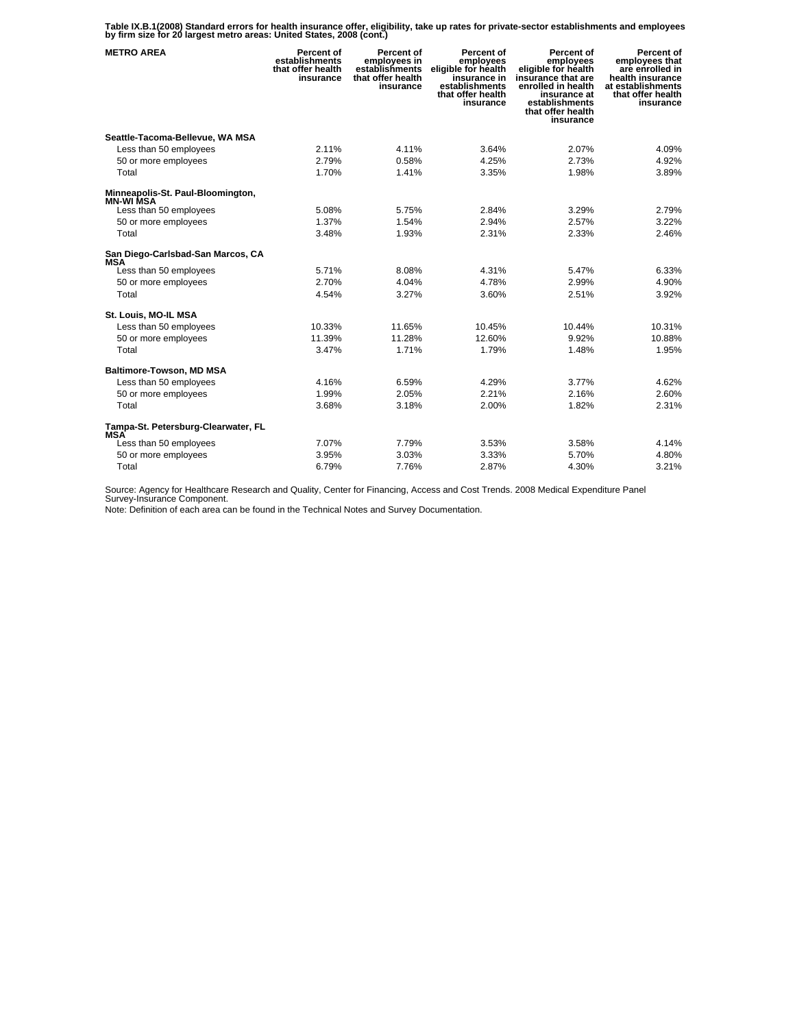**Table IX.B.1(2008) Standard errors for health insurance offer, eligibility, take up rates for private-sector establishments and employees by firm size for 20 largest metro areas: United States, 2008 (cont.)**

| METRO AREA | Percent of establishments that offer health insurance | Percent of employees in establishments that offer health insurance | Percent of employees eligible for health insurance in establishments that offer health insurance | Percent of employees eligible for health insurance that are enrolled in health insurance at establishments that offer health insurance | Percent of employees that are enrolled in health insurance at establishments that offer health insurance |
|---|---|---|---|---|---|
| **Seattle-Tacoma-Bellevue, WA MSA** | | | | | |
| Less than 50 employees | 2.11% | 4.11% | 3.64% | 2.07% | 4.09% |
| 50 or more employees | 2.79% | 0.58% | 4.25% | 2.73% | 4.92% |
| Total | 1.70% | 1.41% | 3.35% | 1.98% | 3.89% |
| **Minneapolis-St. Paul-Bloomington, MN-WI MSA** | | | | | |
| Less than 50 employees | 5.08% | 5.75% | 2.84% | 3.29% | 2.79% |
| 50 or more employees | 1.37% | 1.54% | 2.94% | 2.57% | 3.22% |
| Total | 3.48% | 1.93% | 2.31% | 2.33% | 2.46% |
| **San Diego-Carlsbad-San Marcos, CA MSA** | | | | | |
| Less than 50 employees | 5.71% | 8.08% | 4.31% | 5.47% | 6.33% |
| 50 or more employees | 2.70% | 4.04% | 4.78% | 2.99% | 4.90% |
| Total | 4.54% | 3.27% | 3.60% | 2.51% | 3.92% |
| **St. Louis, MO-IL MSA** | | | | | |
| Less than 50 employees | 10.33% | 11.65% | 10.45% | 10.44% | 10.31% |
| 50 or more employees | 11.39% | 11.28% | 12.60% | 9.92% | 10.88% |
| Total | 3.47% | 1.71% | 1.79% | 1.48% | 1.95% |
| **Baltimore-Towson, MD MSA** | | | | | |
| Less than 50 employees | 4.16% | 6.59% | 4.29% | 3.77% | 4.62% |
| 50 or more employees | 1.99% | 2.05% | 2.21% | 2.16% | 2.60% |
| Total | 3.68% | 3.18% | 2.00% | 1.82% | 2.31% |
| **Tampa-St. Petersburg-Clearwater, FL MSA** | | | | | |
| Less than 50 employees | 7.07% | 7.79% | 3.53% | 3.58% | 4.14% |
| 50 or more employees | 3.95% | 3.03% | 3.33% | 5.70% | 4.80% |
| Total | 6.79% | 7.76% | 2.87% | 4.30% | 3.21% |

Source: Agency for Healthcare Research and Quality, Center for Financing, Access and Cost Trends. 2008 Medical Expenditure Panel Survey-Insurance Component.

Note: Definition of each area can be found in the Technical Notes and Survey Documentation.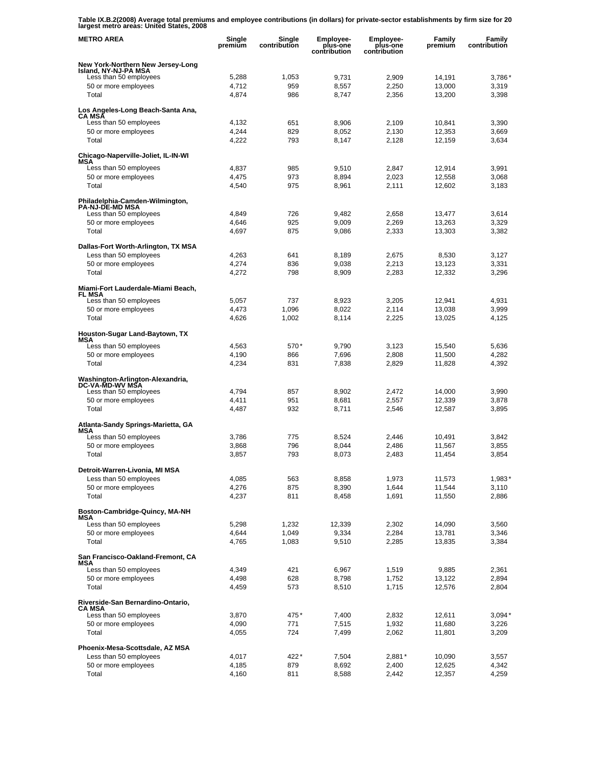**Table IX.B.2(2008) Average total premiums and employee contributions (in dollars) for private-sector establishments by firm size for 20 largest metro areas: United States, 2008**

| METRO AREA | Single premium | Single contribution | Employee-plus-one contribution | Employee-plus-one contribution | Family premium | Family contribution |
|---|---|---|---|---|---|---|
| **New York-Northern New Jersey-Long Island, NY-NJ-PA MSA** | | | | | | |
| Less than 50 employees | 5,288 | 1,053 | 9,731 | 2,909 | 14,191 | 3,786* |
| 50 or more employees | 4,712 | 959 | 8,557 | 2,250 | 13,000 | 3,319 |
| Total | 4,874 | 986 | 8,747 | 2,356 | 13,200 | 3,398 |
| **Los Angeles-Long Beach-Santa Ana, CA MSA** | | | | | | |
| Less than 50 employees | 4,132 | 651 | 8,906 | 2,109 | 10,841 | 3,390 |
| 50 or more employees | 4,244 | 829 | 8,052 | 2,130 | 12,353 | 3,669 |
| Total | 4,222 | 793 | 8,147 | 2,128 | 12,159 | 3,634 |
| **Chicago-Naperville-Joliet, IL-IN-WI MSA** | | | | | | |
| Less than 50 employees | 4,837 | 985 | 9,510 | 2,847 | 12,914 | 3,991 |
| 50 or more employees | 4,475 | 973 | 8,894 | 2,023 | 12,558 | 3,068 |
| Total | 4,540 | 975 | 8,961 | 2,111 | 12,602 | 3,183 |
| **Philadelphia-Camden-Wilmington, PA-NJ-DE-MD MSA** | | | | | | |
| Less than 50 employees | 4,849 | 726 | 9,482 | 2,658 | 13,477 | 3,614 |
| 50 or more employees | 4,646 | 925 | 9,009 | 2,269 | 13,263 | 3,329 |
| Total | 4,697 | 875 | 9,086 | 2,333 | 13,303 | 3,382 |
| **Dallas-Fort Worth-Arlington, TX MSA** | | | | | | |
| Less than 50 employees | 4,263 | 641 | 8,189 | 2,675 | 8,530 | 3,127 |
| 50 or more employees | 4,274 | 836 | 9,038 | 2,213 | 13,123 | 3,331 |
| Total | 4,272 | 798 | 8,909 | 2,283 | 12,332 | 3,296 |
| **Miami-Fort Lauderdale-Miami Beach, FL MSA** | | | | | | |
| Less than 50 employees | 5,057 | 737 | 8,923 | 3,205 | 12,941 | 4,931 |
| 50 or more employees | 4,473 | 1,096 | 8,022 | 2,114 | 13,038 | 3,999 |
| Total | 4,626 | 1,002 | 8,114 | 2,225 | 13,025 | 4,125 |
| **Houston-Sugar Land-Baytown, TX MSA** | | | | | | |
| Less than 50 employees | 4,563 | 570* | 9,790 | 3,123 | 15,540 | 5,636 |
| 50 or more employees | 4,190 | 866 | 7,696 | 2,808 | 11,500 | 4,282 |
| Total | 4,234 | 831 | 7,838 | 2,829 | 11,828 | 4,392 |
| **Washington-Arlington-Alexandria, DC-VA-MD-WV MSA** | | | | | | |
| Less than 50 employees | 4,794 | 857 | 8,902 | 2,472 | 14,000 | 3,990 |
| 50 or more employees | 4,411 | 951 | 8,681 | 2,557 | 12,339 | 3,878 |
| Total | 4,487 | 932 | 8,711 | 2,546 | 12,587 | 3,895 |
| **Atlanta-Sandy Springs-Marietta, GA MSA** | | | | | | |
| Less than 50 employees | 3,786 | 775 | 8,524 | 2,446 | 10,491 | 3,842 |
| 50 or more employees | 3,868 | 796 | 8,044 | 2,486 | 11,567 | 3,855 |
| Total | 3,857 | 793 | 8,073 | 2,483 | 11,454 | 3,854 |
| **Detroit-Warren-Livonia, MI MSA** | | | | | | |
| Less than 50 employees | 4,085 | 563 | 8,858 | 1,973 | 11,573 | 1,983* |
| 50 or more employees | 4,276 | 875 | 8,390 | 1,644 | 11,544 | 3,110 |
| Total | 4,237 | 811 | 8,458 | 1,691 | 11,550 | 2,886 |
| **Boston-Cambridge-Quincy, MA-NH MSA** | | | | | | |
| Less than 50 employees | 5,298 | 1,232 | 12,339 | 2,302 | 14,090 | 3,560 |
| 50 or more employees | 4,644 | 1,049 | 9,334 | 2,284 | 13,781 | 3,346 |
| Total | 4,765 | 1,083 | 9,510 | 2,285 | 13,835 | 3,384 |
| **San Francisco-Oakland-Fremont, CA MSA** | | | | | | |
| Less than 50 employees | 4,349 | 421 | 6,967 | 1,519 | 9,885 | 2,361 |
| 50 or more employees | 4,498 | 628 | 8,798 | 1,752 | 13,122 | 2,894 |
| Total | 4,459 | 573 | 8,510 | 1,715 | 12,576 | 2,804 |
| **Riverside-San Bernardino-Ontario, CA MSA** | | | | | | |
| Less than 50 employees | 3,870 | 475* | 7,400 | 2,832 | 12,611 | 3,094* |
| 50 or more employees | 4,090 | 771 | 7,515 | 1,932 | 11,680 | 3,226 |
| Total | 4,055 | 724 | 7,499 | 2,062 | 11,801 | 3,209 |
| **Phoenix-Mesa-Scottsdale, AZ MSA** | | | | | | |
| Less than 50 employees | 4,017 | 422* | 7,504 | 2,881* | 10,090 | 3,557 |
| 50 or more employees | 4,185 | 879 | 8,692 | 2,400 | 12,625 | 4,342 |
| Total | 4,160 | 811 | 8,588 | 2,442 | 12,357 | 4,259 |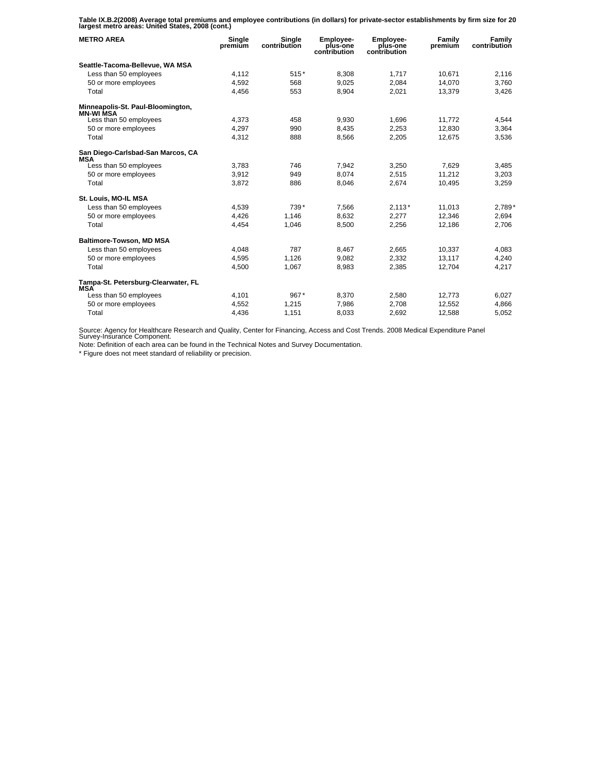**Table IX.B.2(2008) Average total premiums and employee contributions (in dollars) for private-sector establishments by firm size for 20 largest metro areas: United States, 2008 (cont.)**

| METRO AREA | Single premium | Single contribution | Employee-plus-one contribution | Employee-plus-one contribution | Family premium | Family contribution |
|---|---|---|---|---|---|---|
| **Seattle-Tacoma-Bellevue, WA MSA** | | | | | | |
| Less than 50 employees | 4,112 | 515* | 8,308 | 1,717 | 10,671 | 2,116 |
| 50 or more employees | 4,592 | 568 | 9,025 | 2,084 | 14,070 | 3,760 |
| Total | 4,456 | 553 | 8,904 | 2,021 | 13,379 | 3,426 |
| **Minneapolis-St. Paul-Bloomington, MN-WI MSA** | | | | | | |
| Less than 50 employees | 4,373 | 458 | 9,930 | 1,696 | 11,772 | 4,544 |
| 50 or more employees | 4,297 | 990 | 8,435 | 2,253 | 12,830 | 3,364 |
| Total | 4,312 | 888 | 8,566 | 2,205 | 12,675 | 3,536 |
| **San Diego-Carlsbad-San Marcos, CA MSA** | | | | | | |
| Less than 50 employees | 3,783 | 746 | 7,942 | 3,250 | 7,629 | 3,485 |
| 50 or more employees | 3,912 | 949 | 8,074 | 2,515 | 11,212 | 3,203 |
| Total | 3,872 | 886 | 8,046 | 2,674 | 10,495 | 3,259 |
| **St. Louis, MO-IL MSA** | | | | | | |
| Less than 50 employees | 4,539 | 739* | 7,566 | 2,113* | 11,013 | 2,789* |
| 50 or more employees | 4,426 | 1,146 | 8,632 | 2,277 | 12,346 | 2,694 |
| Total | 4,454 | 1,046 | 8,500 | 2,256 | 12,186 | 2,706 |
| **Baltimore-Towson, MD MSA** | | | | | | |
| Less than 50 employees | 4,048 | 787 | 8,467 | 2,665 | 10,337 | 4,083 |
| 50 or more employees | 4,595 | 1,126 | 9,082 | 2,332 | 13,117 | 4,240 |
| Total | 4,500 | 1,067 | 8,983 | 2,385 | 12,704 | 4,217 |
| **Tampa-St. Petersburg-Clearwater, FL MSA** | | | | | | |
| Less than 50 employees | 4,101 | 967* | 8,370 | 2,580 | 12,773 | 6,027 |
| 50 or more employees | 4,552 | 1,215 | 7,986 | 2,708 | 12,552 | 4,866 |
| Total | 4,436 | 1,151 | 8,033 | 2,692 | 12,588 | 5,052 |

Source: Agency for Healthcare Research and Quality, Center for Financing, Access and Cost Trends. 2008 Medical Expenditure Panel Survey-Insurance Component.

Note: Definition of each area can be found in the Technical Notes and Survey Documentation.

\* Figure does not meet standard of reliability or precision.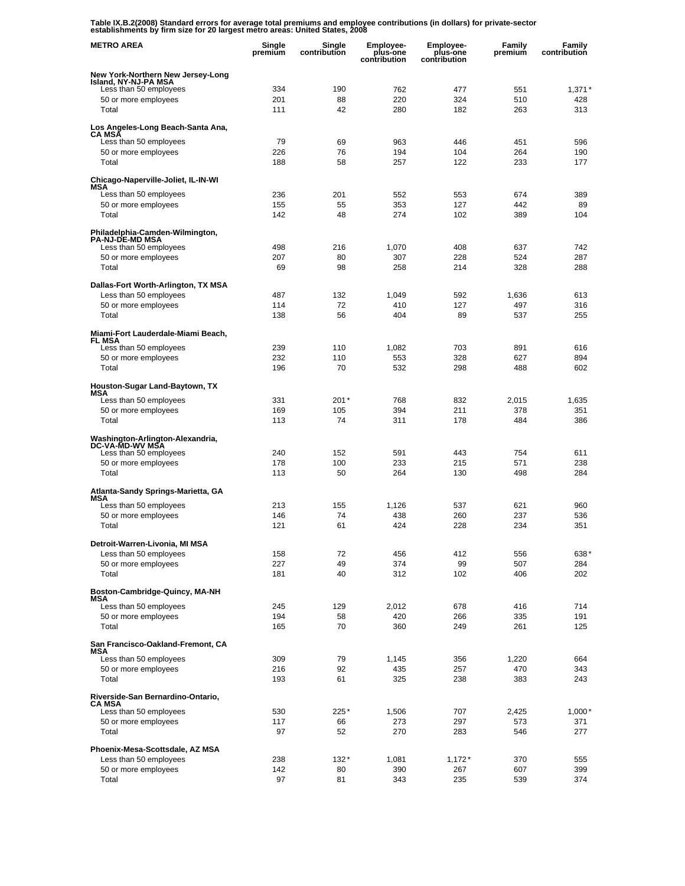**Table IX.B.2(2008) Standard errors for average total premiums and employee contributions (in dollars) for private-sector establishments by firm size for 20 largest metro areas: United States, 2008**

| METRO AREA | Single premium | Single contribution | Employee-plus-one contribution | Employee-plus-one contribution | Family premium | Family contribution |
|---|---|---|---|---|---|---|
| **New York-Northern New Jersey-Long Island, NY-NJ-PA MSA** | | | | | | |
| Less than 50 employees | 334 | 190 | 762 | 477 | 551 | 1,371* |
| 50 or more employees | 201 | 88 | 220 | 324 | 510 | 428 |
| Total | 111 | 42 | 280 | 182 | 263 | 313 |
| **Los Angeles-Long Beach-Santa Ana, CA MSA** | | | | | | |
| Less than 50 employees | 79 | 69 | 963 | 446 | 451 | 596 |
| 50 or more employees | 226 | 76 | 194 | 104 | 264 | 190 |
| Total | 188 | 58 | 257 | 122 | 233 | 177 |
| **Chicago-Naperville-Joliet, IL-IN-WI MSA** | | | | | | |
| Less than 50 employees | 236 | 201 | 552 | 553 | 674 | 389 |
| 50 or more employees | 155 | 55 | 353 | 127 | 442 | 89 |
| Total | 142 | 48 | 274 | 102 | 389 | 104 |
| **Philadelphia-Camden-Wilmington, PA-NJ-DE-MD MSA** | | | | | | |
| Less than 50 employees | 498 | 216 | 1,070 | 408 | 637 | 742 |
| 50 or more employees | 207 | 80 | 307 | 228 | 524 | 287 |
| Total | 69 | 98 | 258 | 214 | 328 | 288 |
| **Dallas-Fort Worth-Arlington, TX MSA** | | | | | | |
| Less than 50 employees | 487 | 132 | 1,049 | 592 | 1,636 | 613 |
| 50 or more employees | 114 | 72 | 410 | 127 | 497 | 316 |
| Total | 138 | 56 | 404 | 89 | 537 | 255 |
| **Miami-Fort Lauderdale-Miami Beach, FL MSA** | | | | | | |
| Less than 50 employees | 239 | 110 | 1,082 | 703 | 891 | 616 |
| 50 or more employees | 232 | 110 | 553 | 328 | 627 | 894 |
| Total | 196 | 70 | 532 | 298 | 488 | 602 |
| **Houston-Sugar Land-Baytown, TX MSA** | | | | | | |
| Less than 50 employees | 331 | 201* | 768 | 832 | 2,015 | 1,635 |
| 50 or more employees | 169 | 105 | 394 | 211 | 378 | 351 |
| Total | 113 | 74 | 311 | 178 | 484 | 386 |
| **Washington-Arlington-Alexandria, DC-VA-MD-WV MSA** | | | | | | |
| Less than 50 employees | 240 | 152 | 591 | 443 | 754 | 611 |
| 50 or more employees | 178 | 100 | 233 | 215 | 571 | 238 |
| Total | 113 | 50 | 264 | 130 | 498 | 284 |
| **Atlanta-Sandy Springs-Marietta, GA MSA** | | | | | | |
| Less than 50 employees | 213 | 155 | 1,126 | 537 | 621 | 960 |
| 50 or more employees | 146 | 74 | 438 | 260 | 237 | 536 |
| Total | 121 | 61 | 424 | 228 | 234 | 351 |
| **Detroit-Warren-Livonia, MI MSA** | | | | | | |
| Less than 50 employees | 158 | 72 | 456 | 412 | 556 | 638* |
| 50 or more employees | 227 | 49 | 374 | 99 | 507 | 284 |
| Total | 181 | 40 | 312 | 102 | 406 | 202 |
| **Boston-Cambridge-Quincy, MA-NH MSA** | | | | | | |
| Less than 50 employees | 245 | 129 | 2,012 | 678 | 416 | 714 |
| 50 or more employees | 194 | 58 | 420 | 266 | 335 | 191 |
| Total | 165 | 70 | 360 | 249 | 261 | 125 |
| **San Francisco-Oakland-Fremont, CA MSA** | | | | | | |
| Less than 50 employees | 309 | 79 | 1,145 | 356 | 1,220 | 664 |
| 50 or more employees | 216 | 92 | 435 | 257 | 470 | 343 |
| Total | 193 | 61 | 325 | 238 | 383 | 243 |
| **Riverside-San Bernardino-Ontario, CA MSA** | | | | | | |
| Less than 50 employees | 530 | 225* | 1,506 | 707 | 2,425 | 1,000* |
| 50 or more employees | 117 | 66 | 273 | 297 | 573 | 371 |
| Total | 97 | 52 | 270 | 283 | 546 | 277 |
| **Phoenix-Mesa-Scottsdale, AZ MSA** | | | | | | |
| Less than 50 employees | 238 | 132* | 1,081 | 1,172* | 370 | 555 |
| 50 or more employees | 142 | 80 | 390 | 267 | 607 | 399 |
| Total | 97 | 81 | 343 | 235 | 539 | 374 |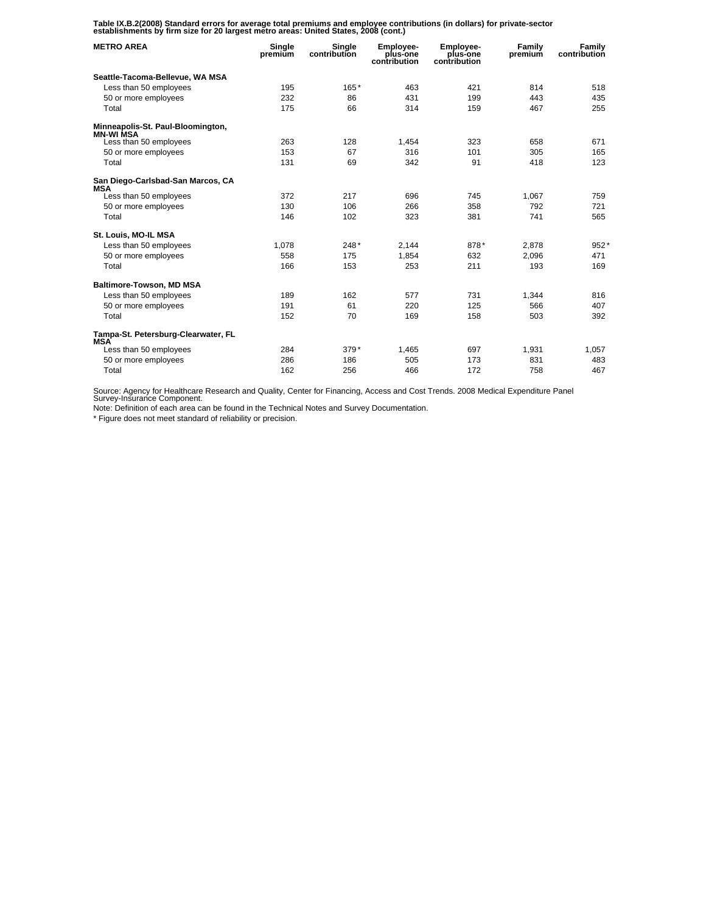**Table IX.B.2(2008) Standard errors for average total premiums and employee contributions (in dollars) for private-sector establishments by firm size for 20 largest metro areas: United States, 2008 (cont.)**

| METRO AREA | Single premium | Single contribution | Employee-plus-one contribution | Employee-plus-one contribution | Family premium | Family contribution |
|---|---|---|---|---|---|---|
| **Seattle-Tacoma-Bellevue, WA MSA** | | | | | | |
| Less than 50 employees | 195 | 165* | 463 | 421 | 814 | 518 |
| 50 or more employees | 232 | 86 | 431 | 199 | 443 | 435 |
| Total | 175 | 66 | 314 | 159 | 467 | 255 |
| **Minneapolis-St. Paul-Bloomington, MN-WI MSA** | | | | | | |
| Less than 50 employees | 263 | 128 | 1,454 | 323 | 658 | 671 |
| 50 or more employees | 153 | 67 | 316 | 101 | 305 | 165 |
| Total | 131 | 69 | 342 | 91 | 418 | 123 |
| **San Diego-Carlsbad-San Marcos, CA MSA** | | | | | | |
| Less than 50 employees | 372 | 217 | 696 | 745 | 1,067 | 759 |
| 50 or more employees | 130 | 106 | 266 | 358 | 792 | 721 |
| Total | 146 | 102 | 323 | 381 | 741 | 565 |
| **St. Louis, MO-IL MSA** | | | | | | |
| Less than 50 employees | 1,078 | 248* | 2,144 | 878* | 2,878 | 952* |
| 50 or more employees | 558 | 175 | 1,854 | 632 | 2,096 | 471 |
| Total | 166 | 153 | 253 | 211 | 193 | 169 |
| **Baltimore-Towson, MD MSA** | | | | | | |
| Less than 50 employees | 189 | 162 | 577 | 731 | 1,344 | 816 |
| 50 or more employees | 191 | 61 | 220 | 125 | 566 | 407 |
| Total | 152 | 70 | 169 | 158 | 503 | 392 |
| **Tampa-St. Petersburg-Clearwater, FL MSA** | | | | | | |
| Less than 50 employees | 284 | 379* | 1,465 | 697 | 1,931 | 1,057 |
| 50 or more employees | 286 | 186 | 505 | 173 | 831 | 483 |
| Total | 162 | 256 | 466 | 172 | 758 | 467 |

Source: Agency for Healthcare Research and Quality, Center for Financing, Access and Cost Trends. 2008 Medical Expenditure Panel Survey-Insurance Component.

Note: Definition of each area can be found in the Technical Notes and Survey Documentation.

* Figure does not meet standard of reliability or precision.